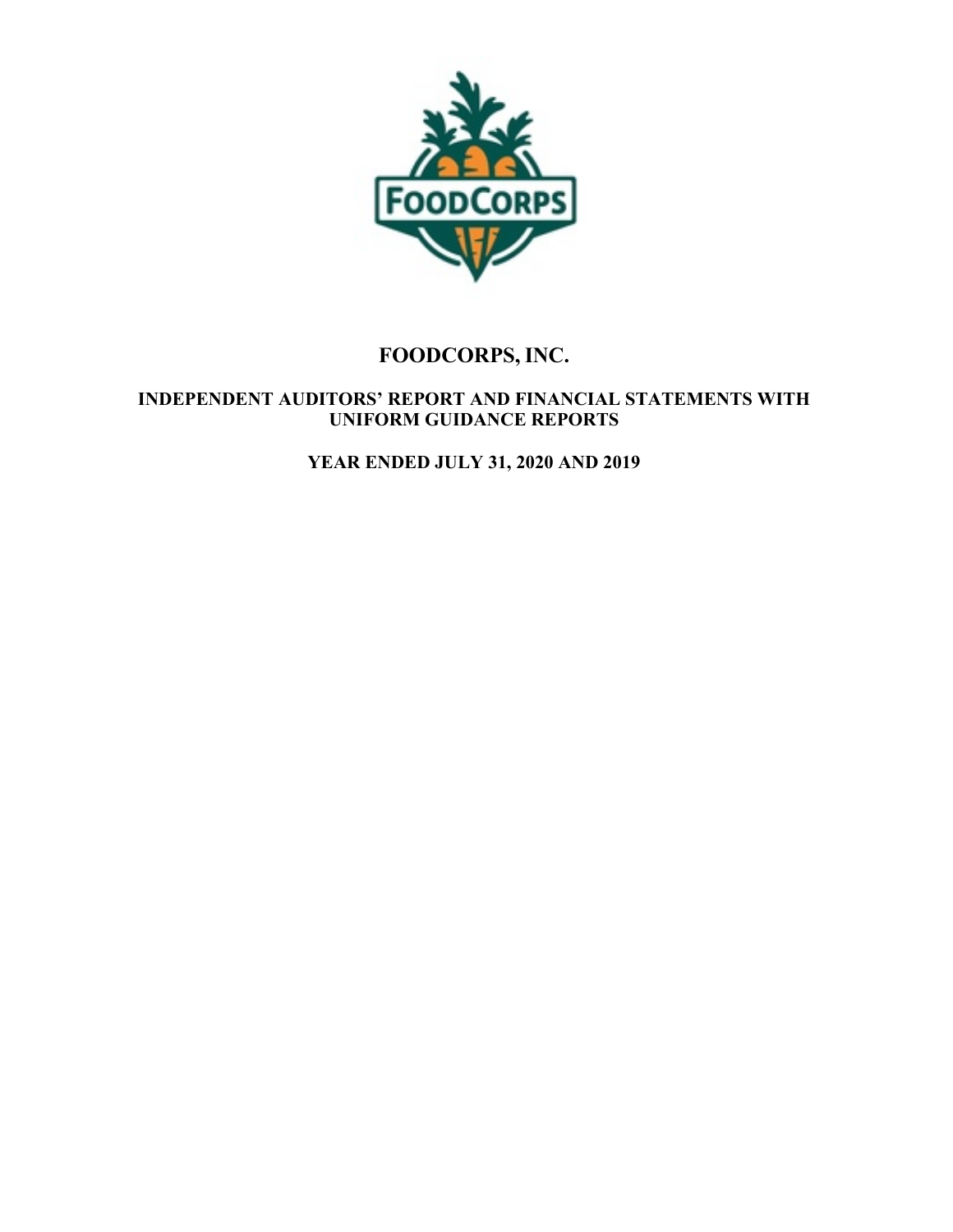# FOODCORPS, INC.

## INDEPENDENT AUDITORS' REPORT AND FINANCIAL STATEMENTS WITH UNIFORM GUIDANCE REPORTS

## YEAR ENDED JULY 31, 2020 AND 2019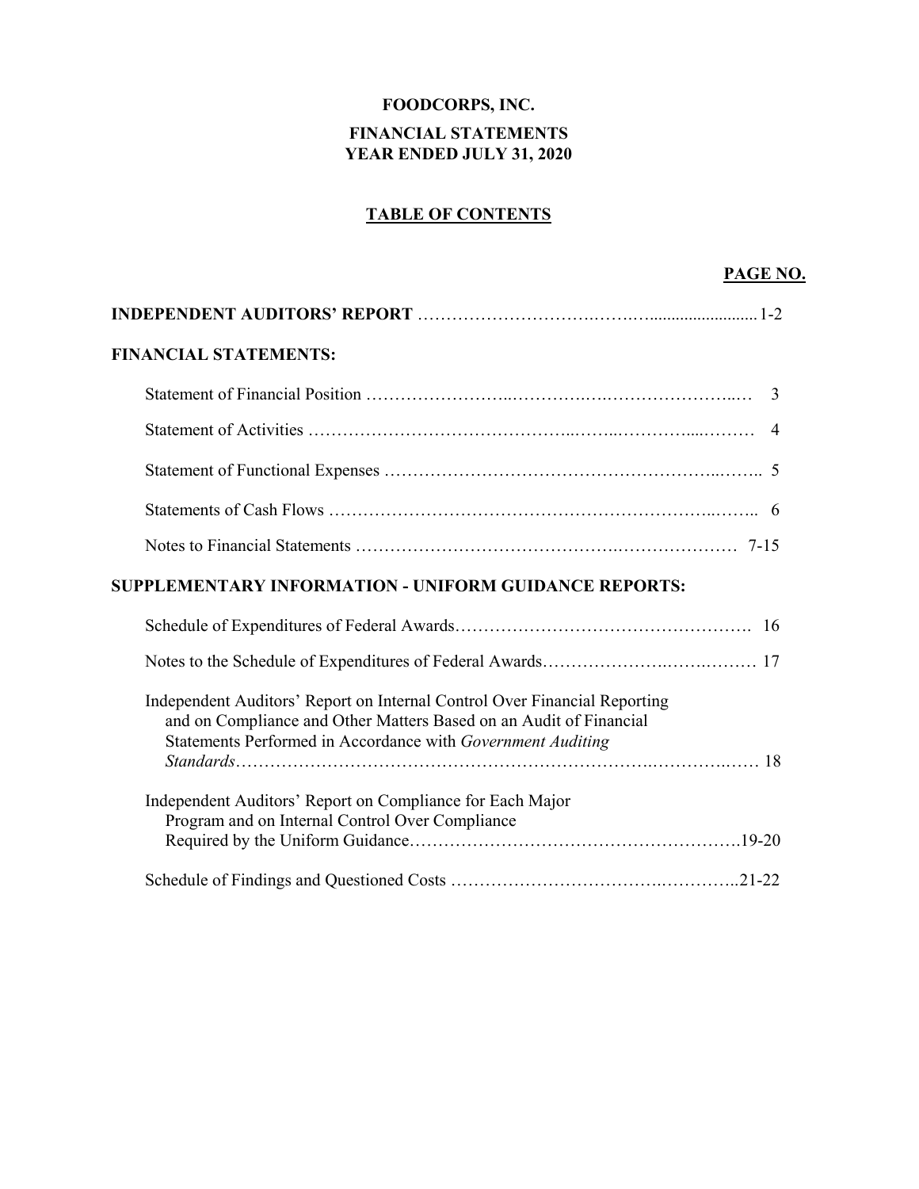# FOODCORPS, INC.

## FINANCIAL STATEMENTS
## YEAR ENDED JULY 31, 2020

### TABLE OF CONTENTS

| | PAGE NO. |
|---|---|
| **INDEPENDENT AUDITORS' REPORT** | 1-2 |
| **FINANCIAL STATEMENTS:** | |
| Statement of Financial Position | 3 |
| Statement of Activities | 4 |
| Statement of Functional Expenses | 5 |
| Statements of Cash Flows | 6 |
| Notes to Financial Statements | 7-15 |
| **SUPPLEMENTARY INFORMATION - UNIFORM GUIDANCE REPORTS:** | |
| Schedule of Expenditures of Federal Awards | 16 |
| Notes to the Schedule of Expenditures of Federal Awards | 17 |
| Independent Auditors' Report on Internal Control Over Financial Reporting and on Compliance and Other Matters Based on an Audit of Financial Statements Performed in Accordance with *Government Auditing Standards* | 18 |
| Independent Auditors' Report on Compliance for Each Major Program and on Internal Control Over Compliance Required by the Uniform Guidance | 19-20 |
| Schedule of Findings and Questioned Costs | 21-22 |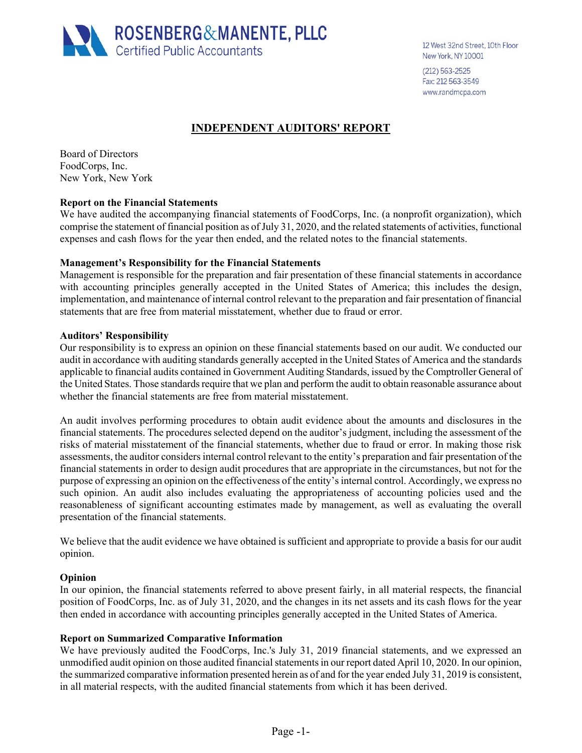**ROSENBERG&MANENTE, PLLC**
Certified Public Accountants

12 West 32nd Street, 10th Floor
New York, NY 10001

(212) 563-2525
Fax: 212 563-3549
www.randmcpa.com

# INDEPENDENT AUDITORS' REPORT

Board of Directors
FoodCorps, Inc.
New York, New York

**Report on the Financial Statements**

We have audited the accompanying financial statements of FoodCorps, Inc. (a nonprofit organization), which comprise the statement of financial position as of July 31, 2020, and the related statements of activities, functional expenses and cash flows for the year then ended, and the related notes to the financial statements.

**Management's Responsibility for the Financial Statements**

Management is responsible for the preparation and fair presentation of these financial statements in accordance with accounting principles generally accepted in the United States of America; this includes the design, implementation, and maintenance of internal control relevant to the preparation and fair presentation of financial statements that are free from material misstatement, whether due to fraud or error.

**Auditors' Responsibility**

Our responsibility is to express an opinion on these financial statements based on our audit. We conducted our audit in accordance with auditing standards generally accepted in the United States of America and the standards applicable to financial audits contained in Government Auditing Standards, issued by the Comptroller General of the United States. Those standards require that we plan and perform the audit to obtain reasonable assurance about whether the financial statements are free from material misstatement.

An audit involves performing procedures to obtain audit evidence about the amounts and disclosures in the financial statements. The procedures selected depend on the auditor's judgment, including the assessment of the risks of material misstatement of the financial statements, whether due to fraud or error. In making those risk assessments, the auditor considers internal control relevant to the entity's preparation and fair presentation of the financial statements in order to design audit procedures that are appropriate in the circumstances, but not for the purpose of expressing an opinion on the effectiveness of the entity's internal control. Accordingly, we express no such opinion. An audit also includes evaluating the appropriateness of accounting policies used and the reasonableness of significant accounting estimates made by management, as well as evaluating the overall presentation of the financial statements.

We believe that the audit evidence we have obtained is sufficient and appropriate to provide a basis for our audit opinion.

**Opinion**

In our opinion, the financial statements referred to above present fairly, in all material respects, the financial position of FoodCorps, Inc. as of July 31, 2020, and the changes in its net assets and its cash flows for the year then ended in accordance with accounting principles generally accepted in the United States of America.

**Report on Summarized Comparative Information**

We have previously audited the FoodCorps, Inc.'s July 31, 2019 financial statements, and we expressed an unmodified audit opinion on those audited financial statements in our report dated April 10, 2020. In our opinion, the summarized comparative information presented herein as of and for the year ended July 31, 2019 is consistent, in all material respects, with the audited financial statements from which it has been derived.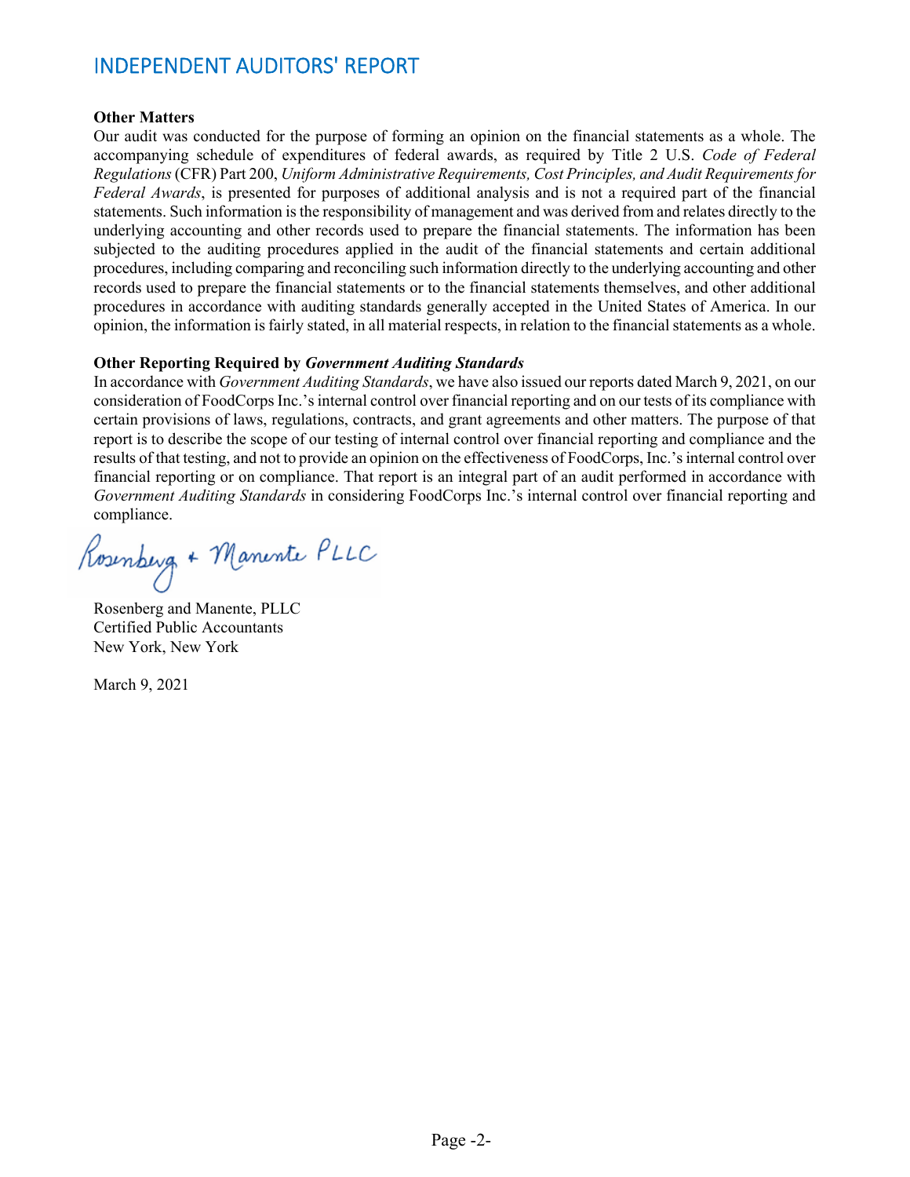# INDEPENDENT AUDITORS' REPORT

**Other Matters**

Our audit was conducted for the purpose of forming an opinion on the financial statements as a whole. The accompanying schedule of expenditures of federal awards, as required by Title 2 U.S. *Code of Federal Regulations* (CFR) Part 200, *Uniform Administrative Requirements, Cost Principles, and Audit Requirements for Federal Awards*, is presented for purposes of additional analysis and is not a required part of the financial statements. Such information is the responsibility of management and was derived from and relates directly to the underlying accounting and other records used to prepare the financial statements. The information has been subjected to the auditing procedures applied in the audit of the financial statements and certain additional procedures, including comparing and reconciling such information directly to the underlying accounting and other records used to prepare the financial statements or to the financial statements themselves, and other additional procedures in accordance with auditing standards generally accepted in the United States of America. In our opinion, the information is fairly stated, in all material respects, in relation to the financial statements as a whole.

**Other Reporting Required by *Government Auditing Standards***

In accordance with *Government Auditing Standards*, we have also issued our reports dated March 9, 2021, on our consideration of FoodCorps Inc.'s internal control over financial reporting and on our tests of its compliance with certain provisions of laws, regulations, contracts, and grant agreements and other matters. The purpose of that report is to describe the scope of our testing of internal control over financial reporting and compliance and the results of that testing, and not to provide an opinion on the effectiveness of FoodCorps, Inc.'s internal control over financial reporting or on compliance. That report is an integral part of an audit performed in accordance with *Government Auditing Standards* in considering FoodCorps Inc.'s internal control over financial reporting and compliance.

Rosenberg + Manente PLLC

Rosenberg and Manente, PLLC
Certified Public Accountants
New York, New York

March 9, 2021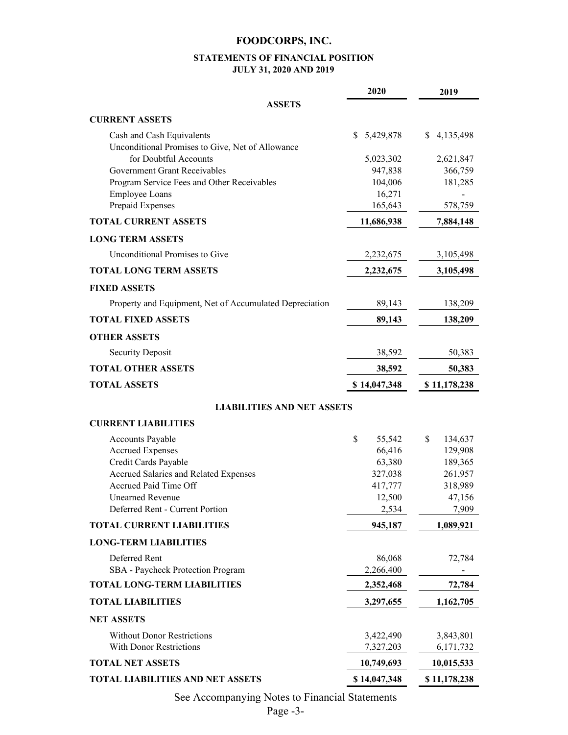# FOODCORPS, INC.

## STATEMENTS OF FINANCIAL POSITION
### JULY 31, 2020 AND 2019

| | 2020 | 2019 |
|---|---|---|
| **ASSETS** | | |
| **CURRENT ASSETS** | | |
| Cash and Cash Equivalents | $ 5,429,878 | $ 4,135,498 |
| Unconditional Promises to Give, Net of Allowance for Doubtful Accounts | 5,023,302 | 2,621,847 |
| Government Grant Receivables | 947,838 | 366,759 |
| Program Service Fees and Other Receivables | 104,006 | 181,285 |
| Employee Loans | 16,271 | - |
| Prepaid Expenses | 165,643 | 578,759 |
| **TOTAL CURRENT ASSETS** | **11,686,938** | **7,884,148** |
| **LONG TERM ASSETS** | | |
| Unconditional Promises to Give | 2,232,675 | 3,105,498 |
| **TOTAL LONG TERM ASSETS** | **2,232,675** | **3,105,498** |
| **FIXED ASSETS** | | |
| Property and Equipment, Net of Accumulated Depreciation | 89,143 | 138,209 |
| **TOTAL FIXED ASSETS** | **89,143** | **138,209** |
| **OTHER ASSETS** | | |
| Security Deposit | 38,592 | 50,383 |
| **TOTAL OTHER ASSETS** | **38,592** | **50,383** |
| **TOTAL ASSETS** | **$ 14,047,348** | **$ 11,178,238** |
| **LIABILITIES AND NET ASSETS** | | |
| **CURRENT LIABILITIES** | | |
| Accounts Payable | $ 55,542 | $ 134,637 |
| Accrued Expenses | 66,416 | 129,908 |
| Credit Cards Payable | 63,380 | 189,365 |
| Accrued Salaries and Related Expenses | 327,038 | 261,957 |
| Accrued Paid Time Off | 417,777 | 318,989 |
| Unearned Revenue | 12,500 | 47,156 |
| Deferred Rent - Current Portion | 2,534 | 7,909 |
| **TOTAL CURRENT LIABILITIES** | **945,187** | **1,089,921** |
| **LONG-TERM LIABILITIES** | | |
| Deferred Rent | 86,068 | 72,784 |
| SBA - Paycheck Protection Program | 2,266,400 | - |
| **TOTAL LONG-TERM LIABILITIES** | **2,352,468** | **72,784** |
| **TOTAL LIABILITIES** | **3,297,655** | **1,162,705** |
| **NET ASSETS** | | |
| Without Donor Restrictions | 3,422,490 | 3,843,801 |
| With Donor Restrictions | 7,327,203 | 6,171,732 |
| **TOTAL NET ASSETS** | **10,749,693** | **10,015,533** |
| **TOTAL LIABILITIES AND NET ASSETS** | **$ 14,047,348** | **$ 11,178,238** |

See Accompanying Notes to Financial Statements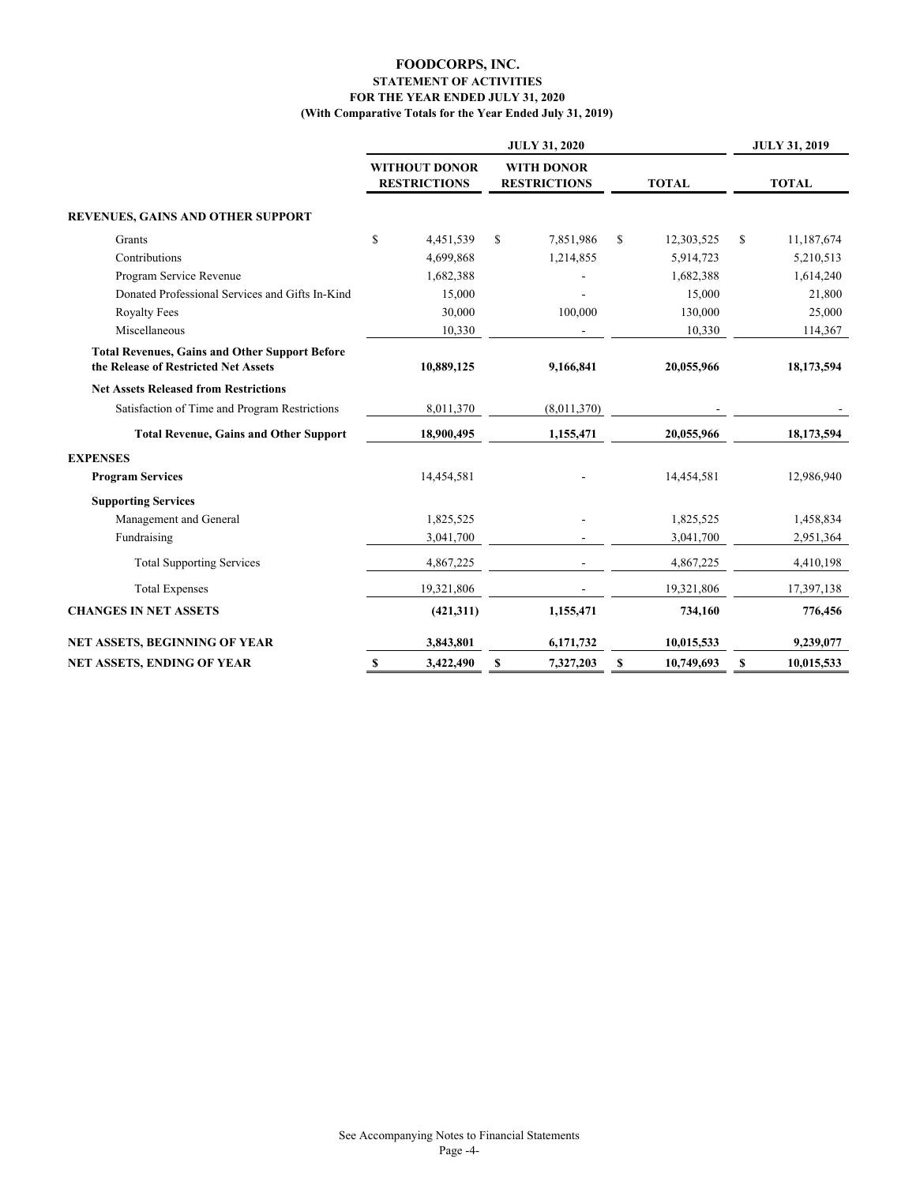# FOODCORPS, INC.
## STATEMENT OF ACTIVITIES
### FOR THE YEAR ENDED JULY 31, 2020
### (With Comparative Totals for the Year Ended July 31, 2019)

| | JULY 31, 2020 | | | JULY 31, 2019 |
|---|---|---|---|---|
| | WITHOUT DONOR RESTRICTIONS | WITH DONOR RESTRICTIONS | TOTAL | TOTAL |
| **REVENUES, GAINS AND OTHER SUPPORT** | | | | |
| Grants | $ 4,451,539 | $ 7,851,986 | $ 12,303,525 | $ 11,187,674 |
| Contributions | 4,699,868 | 1,214,855 | 5,914,723 | 5,210,513 |
| Program Service Revenue | 1,682,388 | - | 1,682,388 | 1,614,240 |
| Donated Professional Services and Gifts In-Kind | 15,000 | - | 15,000 | 21,800 |
| Royalty Fees | 30,000 | 100,000 | 130,000 | 25,000 |
| Miscellaneous | 10,330 | - | 10,330 | 114,367 |
| **Total Revenues, Gains and Other Support Before the Release of Restricted Net Assets** | **10,889,125** | **9,166,841** | **20,055,966** | **18,173,594** |
| **Net Assets Released from Restrictions** | | | | |
| Satisfaction of Time and Program Restrictions | 8,011,370 | (8,011,370) | - | - |
| **Total Revenue, Gains and Other Support** | **18,900,495** | **1,155,471** | **20,055,966** | **18,173,594** |
| **EXPENSES** | | | | |
| **Program Services** | 14,454,581 | - | 14,454,581 | 12,986,940 |
| **Supporting Services** | | | | |
| Management and General | 1,825,525 | - | 1,825,525 | 1,458,834 |
| Fundraising | 3,041,700 | - | 3,041,700 | 2,951,364 |
| Total Supporting Services | 4,867,225 | - | 4,867,225 | 4,410,198 |
| Total Expenses | 19,321,806 | - | 19,321,806 | 17,397,138 |
| **CHANGES IN NET ASSETS** | **(421,311)** | **1,155,471** | **734,160** | **776,456** |
| **NET ASSETS, BEGINNING OF YEAR** | **3,843,801** | **6,171,732** | **10,015,533** | **9,239,077** |
| **NET ASSETS, ENDING OF YEAR** | **$ 3,422,490** | **$ 7,327,203** | **$ 10,749,693** | **$ 10,015,533** |

See Accompanying Notes to Financial Statements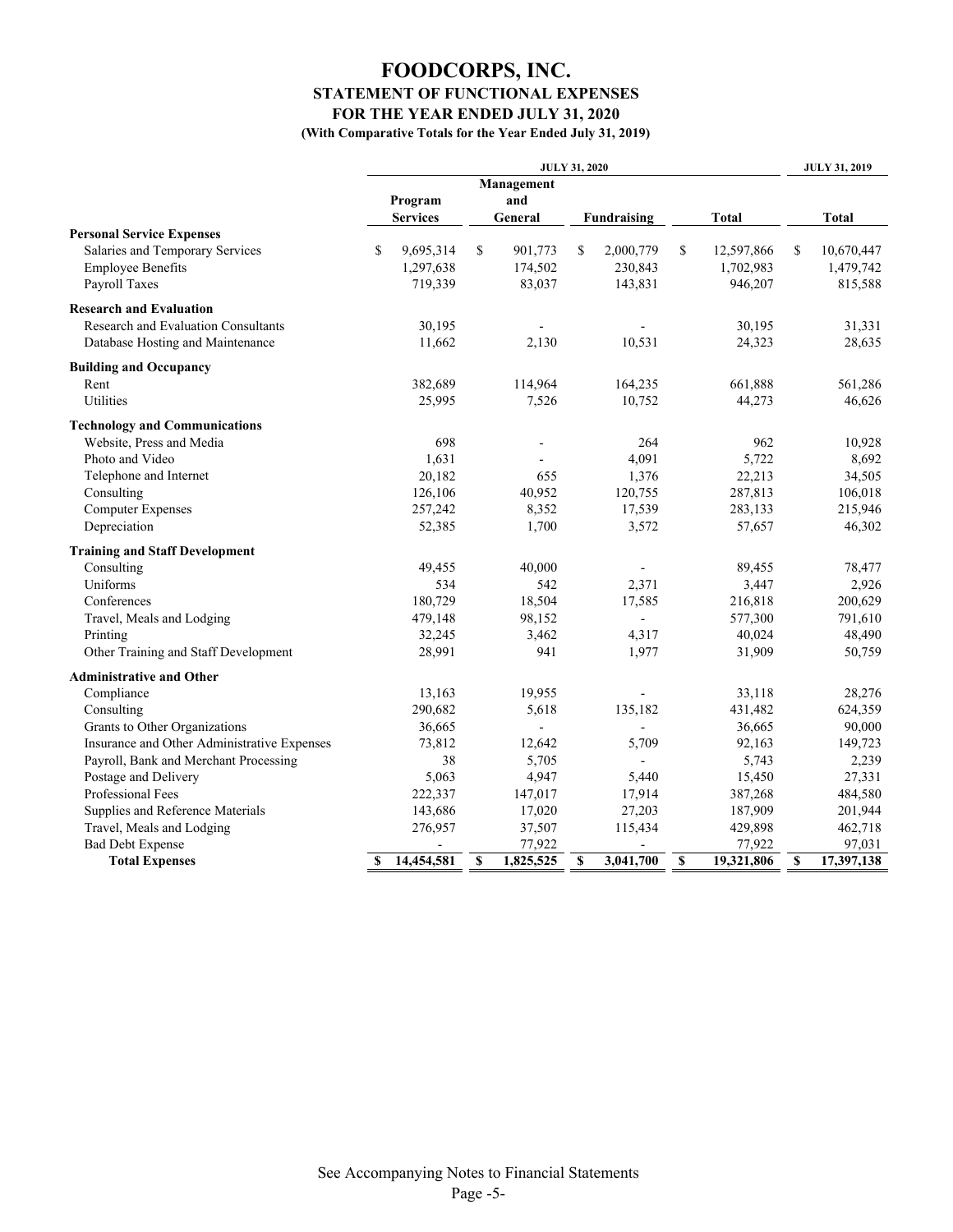# FOODCORPS, INC.
## STATEMENT OF FUNCTIONAL EXPENSES
### FOR THE YEAR ENDED JULY 31, 2020
#### (With Comparative Totals for the Year Ended July 31, 2019)

| | JULY 31, 2020 | | | | JULY 31, 2019 |
|---|---|---|---|---|---|
| | Program Services | Management and General | Fundraising | Total | Total |
| **Personal Service Expenses** | | | | | |
| Salaries and Temporary Services | $ 9,695,314 | $ 901,773 | $ 2,000,779 | $ 12,597,866 | $ 10,670,447 |
| Employee Benefits | 1,297,638 | 174,502 | 230,843 | 1,702,983 | 1,479,742 |
| Payroll Taxes | 719,339 | 83,037 | 143,831 | 946,207 | 815,588 |
| **Research and Evaluation** | | | | | |
| Research and Evaluation Consultants | 30,195 | - | - | 30,195 | 31,331 |
| Database Hosting and Maintenance | 11,662 | 2,130 | 10,531 | 24,323 | 28,635 |
| **Building and Occupancy** | | | | | |
| Rent | 382,689 | 114,964 | 164,235 | 661,888 | 561,286 |
| Utilities | 25,995 | 7,526 | 10,752 | 44,273 | 46,626 |
| **Technology and Communications** | | | | | |
| Website, Press and Media | 698 | - | 264 | 962 | 10,928 |
| Photo and Video | 1,631 | - | 4,091 | 5,722 | 8,692 |
| Telephone and Internet | 20,182 | 655 | 1,376 | 22,213 | 34,505 |
| Consulting | 126,106 | 40,952 | 120,755 | 287,813 | 106,018 |
| Computer Expenses | 257,242 | 8,352 | 17,539 | 283,133 | 215,946 |
| Depreciation | 52,385 | 1,700 | 3,572 | 57,657 | 46,302 |
| **Training and Staff Development** | | | | | |
| Consulting | 49,455 | 40,000 | - | 89,455 | 78,477 |
| Uniforms | 534 | 542 | 2,371 | 3,447 | 2,926 |
| Conferences | 180,729 | 18,504 | 17,585 | 216,818 | 200,629 |
| Travel, Meals and Lodging | 479,148 | 98,152 | - | 577,300 | 791,610 |
| Printing | 32,245 | 3,462 | 4,317 | 40,024 | 48,490 |
| Other Training and Staff Development | 28,991 | 941 | 1,977 | 31,909 | 50,759 |
| **Administrative and Other** | | | | | |
| Compliance | 13,163 | 19,955 | - | 33,118 | 28,276 |
| Consulting | 290,682 | 5,618 | 135,182 | 431,482 | 624,359 |
| Grants to Other Organizations | 36,665 | - | - | 36,665 | 90,000 |
| Insurance and Other Administrative Expenses | 73,812 | 12,642 | 5,709 | 92,163 | 149,723 |
| Payroll, Bank and Merchant Processing | 38 | 5,705 | - | 5,743 | 2,239 |
| Postage and Delivery | 5,063 | 4,947 | 5,440 | 15,450 | 27,331 |
| Professional Fees | 222,337 | 147,017 | 17,914 | 387,268 | 484,580 |
| Supplies and Reference Materials | 143,686 | 17,020 | 27,203 | 187,909 | 201,944 |
| Travel, Meals and Lodging | 276,957 | 37,507 | 115,434 | 429,898 | 462,718 |
| Bad Debt Expense | - | 77,922 | - | 77,922 | 97,031 |
| **Total Expenses** | **$ 14,454,581** | **$ 1,825,525** | **$ 3,041,700** | **$ 19,321,806** | **$ 17,397,138** |

See Accompanying Notes to Financial Statements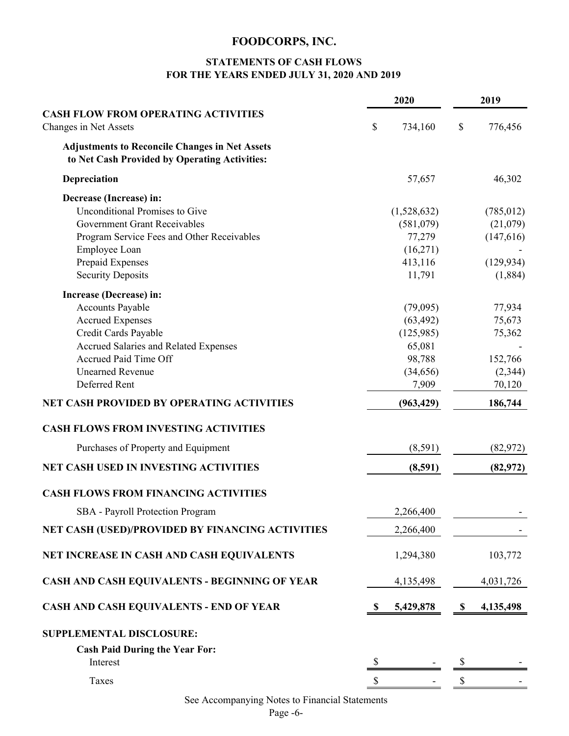# FOODCORPS, INC.

## STATEMENTS OF CASH FLOWS
## FOR THE YEARS ENDED JULY 31, 2020 AND 2019

| | 2020 | 2019 |
|---|---|---|
| **CASH FLOW FROM OPERATING ACTIVITIES** | | |
| Changes in Net Assets | $ 734,160 | $ 776,456 |
| **Adjustments to Reconcile Changes in Net Assets to Net Cash Provided by Operating Activities:** | | |
| **Depreciation** | 57,657 | 46,302 |
| **Decrease (Increase) in:** | | |
| Unconditional Promises to Give | (1,528,632) | (785,012) |
| Government Grant Receivables | (581,079) | (21,079) |
| Program Service Fees and Other Receivables | 77,279 | (147,616) |
| Employee Loan | (16,271) | - |
| Prepaid Expenses | 413,116 | (129,934) |
| Security Deposits | 11,791 | (1,884) |
| **Increase (Decrease) in:** | | |
| Accounts Payable | (79,095) | 77,934 |
| Accrued Expenses | (63,492) | 75,673 |
| Credit Cards Payable | (125,985) | 75,362 |
| Accrued Salaries and Related Expenses | 65,081 | - |
| Accrued Paid Time Off | 98,788 | 152,766 |
| Unearned Revenue | (34,656) | (2,344) |
| Deferred Rent | 7,909 | 70,120 |
| **NET CASH PROVIDED BY OPERATING ACTIVITIES** | **(963,429)** | **186,744** |
| **CASH FLOWS FROM INVESTING ACTIVITIES** | | |
| Purchases of Property and Equipment | (8,591) | (82,972) |
| **NET CASH USED IN INVESTING ACTIVITIES** | **(8,591)** | **(82,972)** |
| **CASH FLOWS FROM FINANCING ACTIVITIES** | | |
| SBA - Payroll Protection Program | 2,266,400 | - |
| **NET CASH (USED)/PROVIDED BY FINANCING ACTIVITIES** | 2,266,400 | - |
| **NET INCREASE IN CASH AND CASH EQUIVALENTS** | 1,294,380 | 103,772 |
| **CASH AND CASH EQUIVALENTS - BEGINNING OF YEAR** | 4,135,498 | 4,031,726 |
| **CASH AND CASH EQUIVALENTS - END OF YEAR** | **$ 5,429,878** | **$ 4,135,498** |
| **SUPPLEMENTAL DISCLOSURE:** | | |
| **Cash Paid During the Year For:** | | |
| Interest | $ - | $ - |
| Taxes | $ - | $ - |

See Accompanying Notes to Financial Statements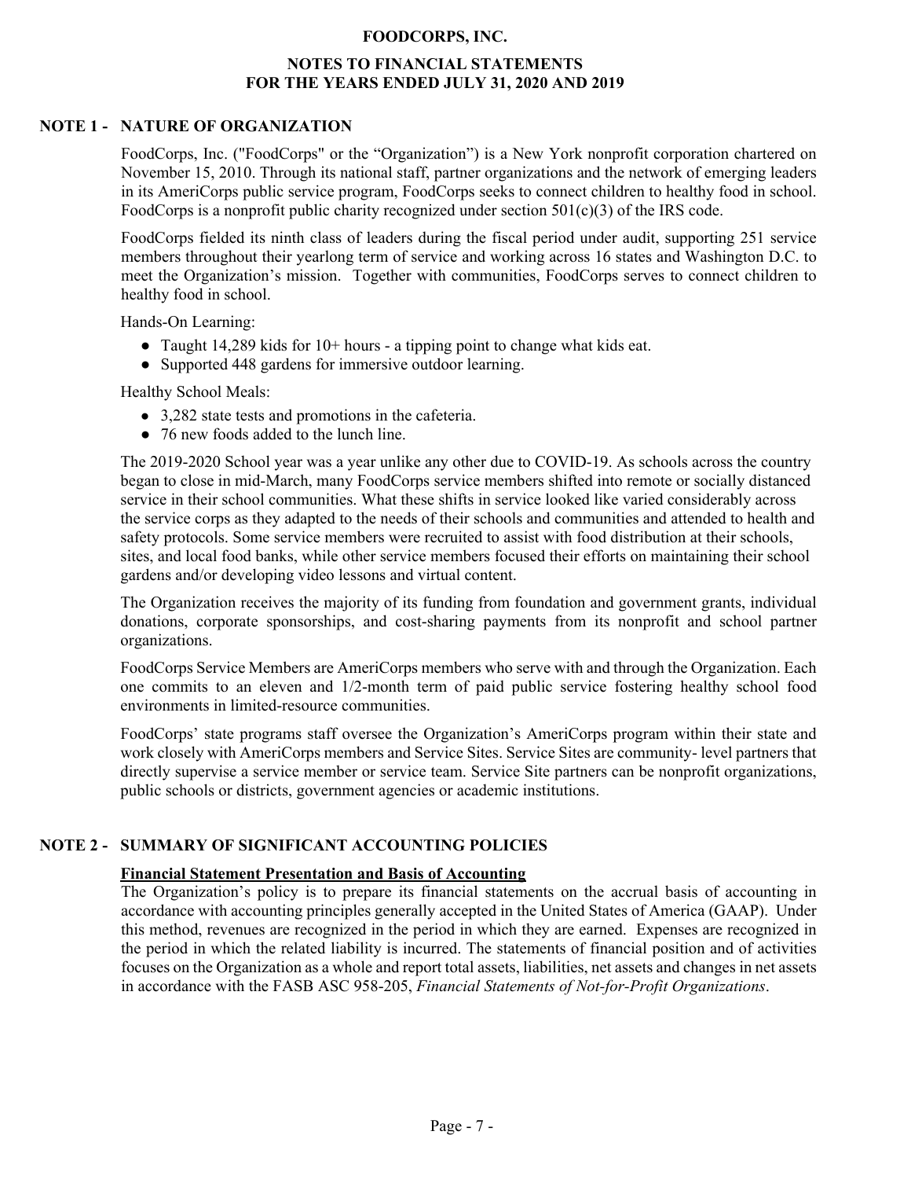# FOODCORPS, INC.

## NOTES TO FINANCIAL STATEMENTS
## FOR THE YEARS ENDED JULY 31, 2020 AND 2019

### NOTE 1 - NATURE OF ORGANIZATION

FoodCorps, Inc. ("FoodCorps" or the "Organization") is a New York nonprofit corporation chartered on November 15, 2010. Through its national staff, partner organizations and the network of emerging leaders in its AmeriCorps public service program, FoodCorps seeks to connect children to healthy food in school. FoodCorps is a nonprofit public charity recognized under section 501(c)(3) of the IRS code.

FoodCorps fielded its ninth class of leaders during the fiscal period under audit, supporting 251 service members throughout their yearlong term of service and working across 16 states and Washington D.C. to meet the Organization's mission. Together with communities, FoodCorps serves to connect children to healthy food in school.

Hands-On Learning:

- Taught 14,289 kids for 10+ hours - a tipping point to change what kids eat.
- Supported 448 gardens for immersive outdoor learning.

Healthy School Meals:

- 3,282 state tests and promotions in the cafeteria.
- 76 new foods added to the lunch line.

The 2019-2020 School year was a year unlike any other due to COVID-19. As schools across the country began to close in mid-March, many FoodCorps service members shifted into remote or socially distanced service in their school communities. What these shifts in service looked like varied considerably across the service corps as they adapted to the needs of their schools and communities and attended to health and safety protocols. Some service members were recruited to assist with food distribution at their schools, sites, and local food banks, while other service members focused their efforts on maintaining their school gardens and/or developing video lessons and virtual content.

The Organization receives the majority of its funding from foundation and government grants, individual donations, corporate sponsorships, and cost-sharing payments from its nonprofit and school partner organizations.

FoodCorps Service Members are AmeriCorps members who serve with and through the Organization. Each one commits to an eleven and 1/2-month term of paid public service fostering healthy school food environments in limited-resource communities.

FoodCorps' state programs staff oversee the Organization's AmeriCorps program within their state and work closely with AmeriCorps members and Service Sites. Service Sites are community- level partners that directly supervise a service member or service team. Service Site partners can be nonprofit organizations, public schools or districts, government agencies or academic institutions.

### NOTE 2 - SUMMARY OF SIGNIFICANT ACCOUNTING POLICIES

**Financial Statement Presentation and Basis of Accounting**

The Organization's policy is to prepare its financial statements on the accrual basis of accounting in accordance with accounting principles generally accepted in the United States of America (GAAP). Under this method, revenues are recognized in the period in which they are earned. Expenses are recognized in the period in which the related liability is incurred. The statements of financial position and of activities focuses on the Organization as a whole and report total assets, liabilities, net assets and changes in net assets in accordance with the FASB ASC 958-205, *Financial Statements of Not-for-Profit Organizations*.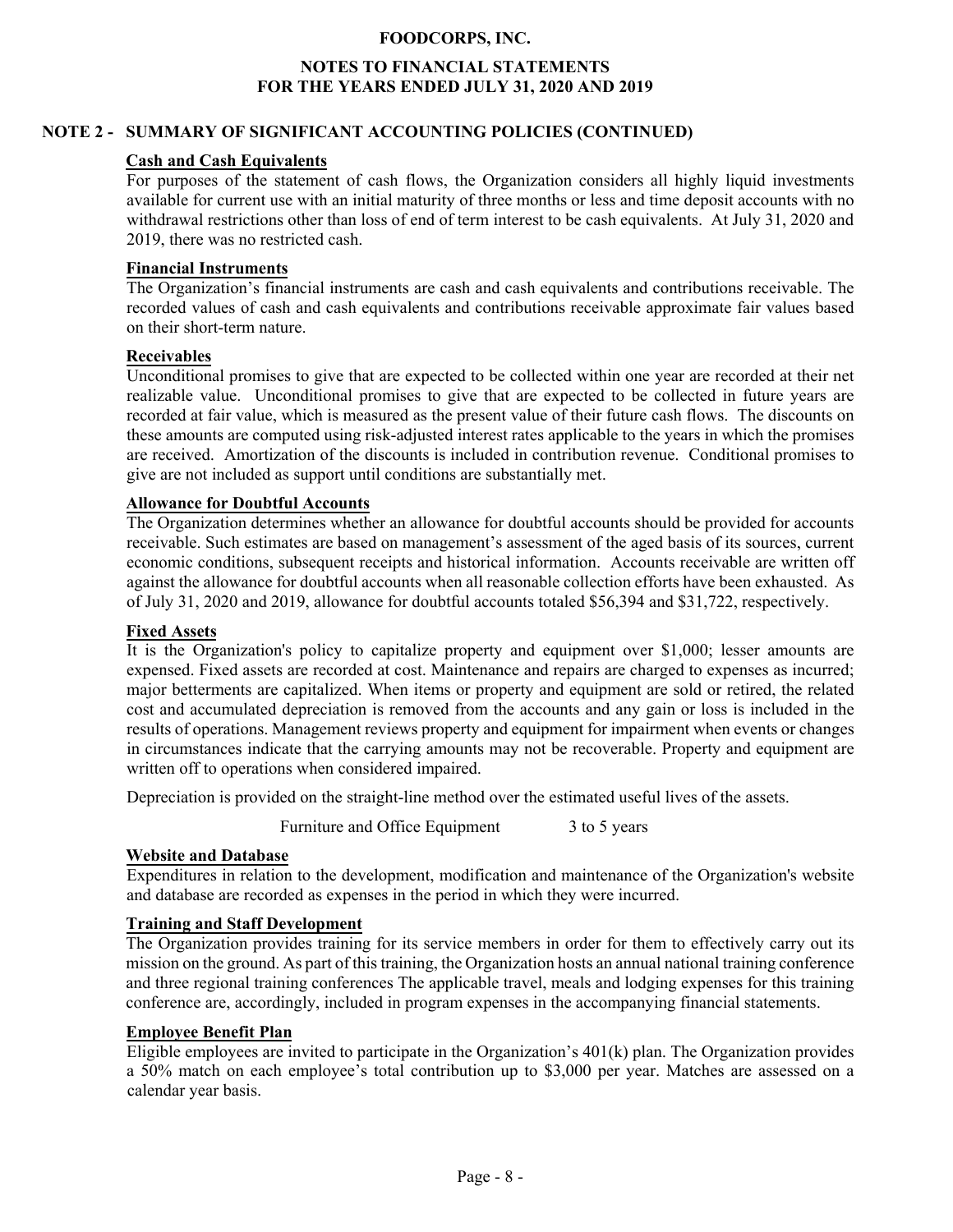## NOTE 2 - SUMMARY OF SIGNIFICANT ACCOUNTING POLICIES (CONTINUED)

**Cash and Cash Equivalents**

For purposes of the statement of cash flows, the Organization considers all highly liquid investments available for current use with an initial maturity of three months or less and time deposit accounts with no withdrawal restrictions other than loss of end of term interest to be cash equivalents. At July 31, 2020 and 2019, there was no restricted cash.

**Financial Instruments**

The Organization's financial instruments are cash and cash equivalents and contributions receivable. The recorded values of cash and cash equivalents and contributions receivable approximate fair values based on their short-term nature.

**Receivables**

Unconditional promises to give that are expected to be collected within one year are recorded at their net realizable value. Unconditional promises to give that are expected to be collected in future years are recorded at fair value, which is measured as the present value of their future cash flows. The discounts on these amounts are computed using risk-adjusted interest rates applicable to the years in which the promises are received. Amortization of the discounts is included in contribution revenue. Conditional promises to give are not included as support until conditions are substantially met.

**Allowance for Doubtful Accounts**

The Organization determines whether an allowance for doubtful accounts should be provided for accounts receivable. Such estimates are based on management's assessment of the aged basis of its sources, current economic conditions, subsequent receipts and historical information. Accounts receivable are written off against the allowance for doubtful accounts when all reasonable collection efforts have been exhausted. As of July 31, 2020 and 2019, allowance for doubtful accounts totaled $56,394 and $31,722, respectively.

**Fixed Assets**

It is the Organization's policy to capitalize property and equipment over $1,000; lesser amounts are expensed. Fixed assets are recorded at cost. Maintenance and repairs are charged to expenses as incurred; major betterments are capitalized. When items or property and equipment are sold or retired, the related cost and accumulated depreciation is removed from the accounts and any gain or loss is included in the results of operations. Management reviews property and equipment for impairment when events or changes in circumstances indicate that the carrying amounts may not be recoverable. Property and equipment are written off to operations when considered impaired.

Depreciation is provided on the straight-line method over the estimated useful lives of the assets.

| | |
|---|---|
| Furniture and Office Equipment | 3 to 5 years |

**Website and Database**

Expenditures in relation to the development, modification and maintenance of the Organization's website and database are recorded as expenses in the period in which they were incurred.

**Training and Staff Development**

The Organization provides training for its service members in order for them to effectively carry out its mission on the ground. As part of this training, the Organization hosts an annual national training conference and three regional training conferences The applicable travel, meals and lodging expenses for this training conference are, accordingly, included in program expenses in the accompanying financial statements.

**Employee Benefit Plan**

Eligible employees are invited to participate in the Organization's 401(k) plan. The Organization provides a 50% match on each employee's total contribution up to $3,000 per year. Matches are assessed on a calendar year basis.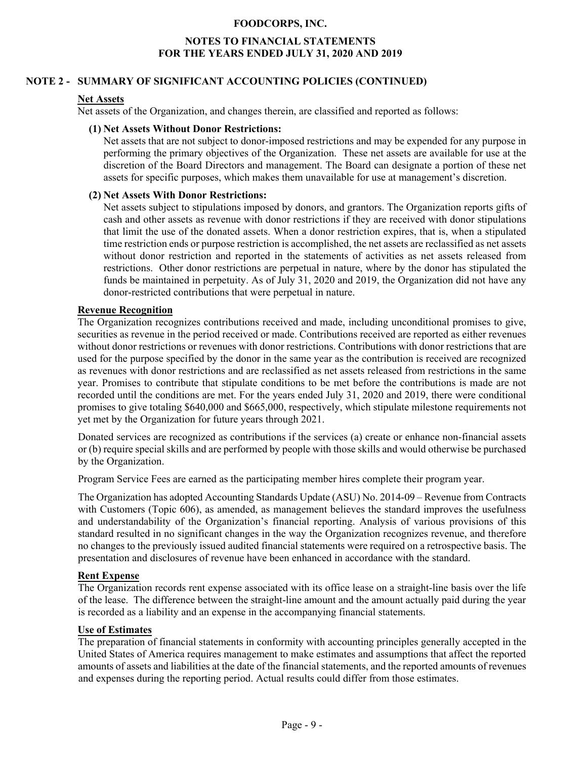# FOODCORPS, INC.

## NOTES TO FINANCIAL STATEMENTS
## FOR THE YEARS ENDED JULY 31, 2020 AND 2019

### NOTE 2 - SUMMARY OF SIGNIFICANT ACCOUNTING POLICIES (CONTINUED)

**Net Assets**

Net assets of the Organization, and changes therein, are classified and reported as follows:

**(1) Net Assets Without Donor Restrictions:**

Net assets that are not subject to donor-imposed restrictions and may be expended for any purpose in performing the primary objectives of the Organization. These net assets are available for use at the discretion of the Board Directors and management. The Board can designate a portion of these net assets for specific purposes, which makes them unavailable for use at management's discretion.

**(2) Net Assets With Donor Restrictions:**

Net assets subject to stipulations imposed by donors, and grantors. The Organization reports gifts of cash and other assets as revenue with donor restrictions if they are received with donor stipulations that limit the use of the donated assets. When a donor restriction expires, that is, when a stipulated time restriction ends or purpose restriction is accomplished, the net assets are reclassified as net assets without donor restriction and reported in the statements of activities as net assets released from restrictions. Other donor restrictions are perpetual in nature, where by the donor has stipulated the funds be maintained in perpetuity. As of July 31, 2020 and 2019, the Organization did not have any donor-restricted contributions that were perpetual in nature.

**Revenue Recognition**

The Organization recognizes contributions received and made, including unconditional promises to give, securities as revenue in the period received or made. Contributions received are reported as either revenues without donor restrictions or revenues with donor restrictions. Contributions with donor restrictions that are used for the purpose specified by the donor in the same year as the contribution is received are recognized as revenues with donor restrictions and are reclassified as net assets released from restrictions in the same year. Promises to contribute that stipulate conditions to be met before the contributions is made are not recorded until the conditions are met. For the years ended July 31, 2020 and 2019, there were conditional promises to give totaling $640,000 and $665,000, respectively, which stipulate milestone requirements not yet met by the Organization for future years through 2021.

Donated services are recognized as contributions if the services (a) create or enhance non-financial assets or (b) require special skills and are performed by people with those skills and would otherwise be purchased by the Organization.

Program Service Fees are earned as the participating member hires complete their program year.

The Organization has adopted Accounting Standards Update (ASU) No. 2014-09 – Revenue from Contracts with Customers (Topic 606), as amended, as management believes the standard improves the usefulness and understandability of the Organization's financial reporting. Analysis of various provisions of this standard resulted in no significant changes in the way the Organization recognizes revenue, and therefore no changes to the previously issued audited financial statements were required on a retrospective basis. The presentation and disclosures of revenue have been enhanced in accordance with the standard.

**Rent Expense**

The Organization records rent expense associated with its office lease on a straight-line basis over the life of the lease. The difference between the straight-line amount and the amount actually paid during the year is recorded as a liability and an expense in the accompanying financial statements.

**Use of Estimates**

The preparation of financial statements in conformity with accounting principles generally accepted in the United States of America requires management to make estimates and assumptions that affect the reported amounts of assets and liabilities at the date of the financial statements, and the reported amounts of revenues and expenses during the reporting period. Actual results could differ from those estimates.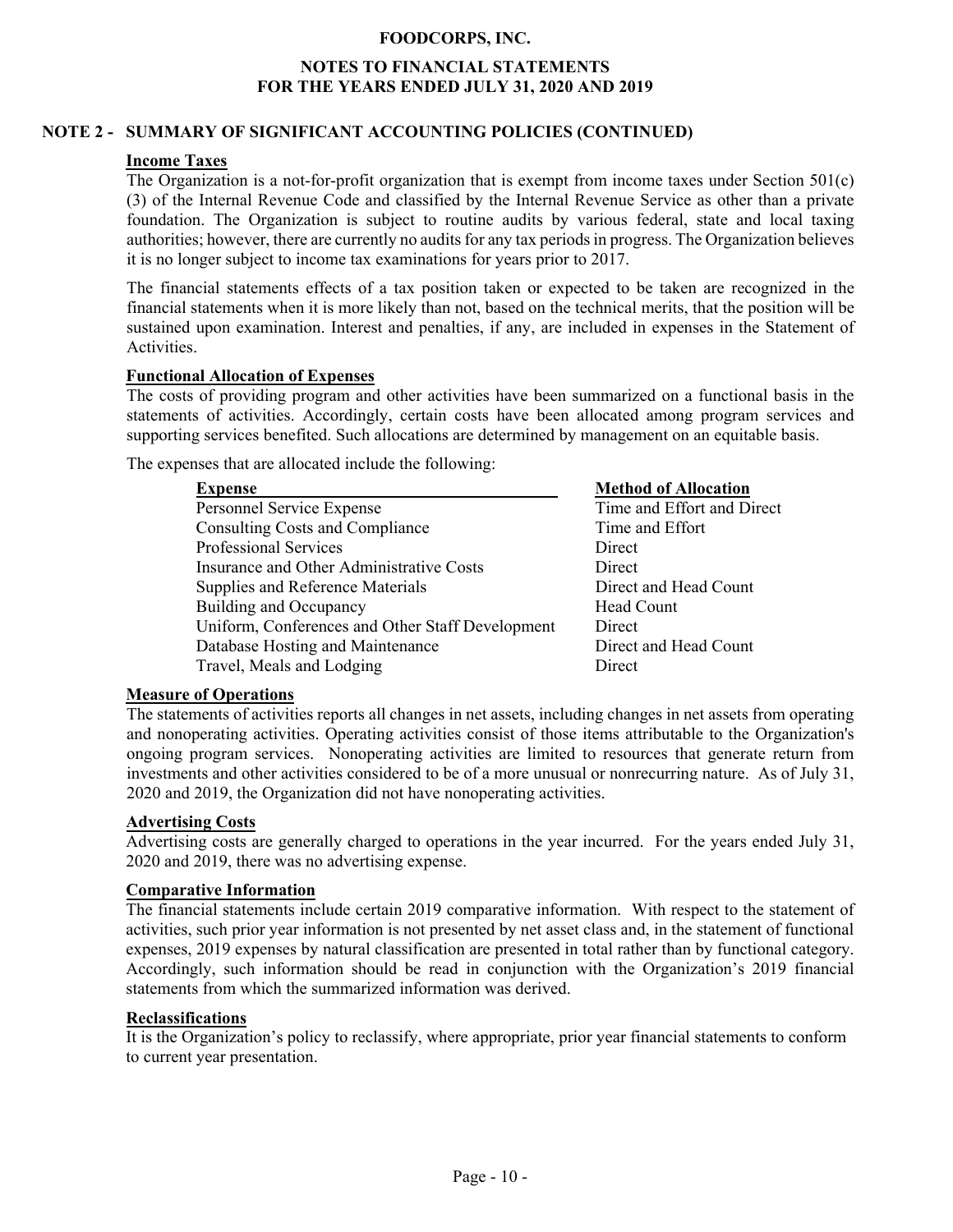# FOODCORPS, INC.

## NOTES TO FINANCIAL STATEMENTS
## FOR THE YEARS ENDED JULY 31, 2020 AND 2019

### NOTE 2 - SUMMARY OF SIGNIFICANT ACCOUNTING POLICIES (CONTINUED)

**Income Taxes**

The Organization is a not-for-profit organization that is exempt from income taxes under Section 501(c)(3) of the Internal Revenue Code and classified by the Internal Revenue Service as other than a private foundation. The Organization is subject to routine audits by various federal, state and local taxing authorities; however, there are currently no audits for any tax periods in progress. The Organization believes it is no longer subject to income tax examinations for years prior to 2017.

The financial statements effects of a tax position taken or expected to be taken are recognized in the financial statements when it is more likely than not, based on the technical merits, that the position will be sustained upon examination. Interest and penalties, if any, are included in expenses in the Statement of Activities.

**Functional Allocation of Expenses**

The costs of providing program and other activities have been summarized on a functional basis in the statements of activities. Accordingly, certain costs have been allocated among program services and supporting services benefited. Such allocations are determined by management on an equitable basis.

The expenses that are allocated include the following:

| Expense | Method of Allocation |
|---|---|
| Personnel Service Expense | Time and Effort and Direct |
| Consulting Costs and Compliance | Time and Effort |
| Professional Services | Direct |
| Insurance and Other Administrative Costs | Direct |
| Supplies and Reference Materials | Direct and Head Count |
| Building and Occupancy | Head Count |
| Uniform, Conferences and Other Staff Development | Direct |
| Database Hosting and Maintenance | Direct and Head Count |
| Travel, Meals and Lodging | Direct |

**Measure of Operations**

The statements of activities reports all changes in net assets, including changes in net assets from operating and nonoperating activities. Operating activities consist of those items attributable to the Organization's ongoing program services. Nonoperating activities are limited to resources that generate return from investments and other activities considered to be of a more unusual or nonrecurring nature. As of July 31, 2020 and 2019, the Organization did not have nonoperating activities.

**Advertising Costs**

Advertising costs are generally charged to operations in the year incurred. For the years ended July 31, 2020 and 2019, there was no advertising expense.

**Comparative Information**

The financial statements include certain 2019 comparative information. With respect to the statement of activities, such prior year information is not presented by net asset class and, in the statement of functional expenses, 2019 expenses by natural classification are presented in total rather than by functional category. Accordingly, such information should be read in conjunction with the Organization's 2019 financial statements from which the summarized information was derived.

**Reclassifications**

It is the Organization's policy to reclassify, where appropriate, prior year financial statements to conform to current year presentation.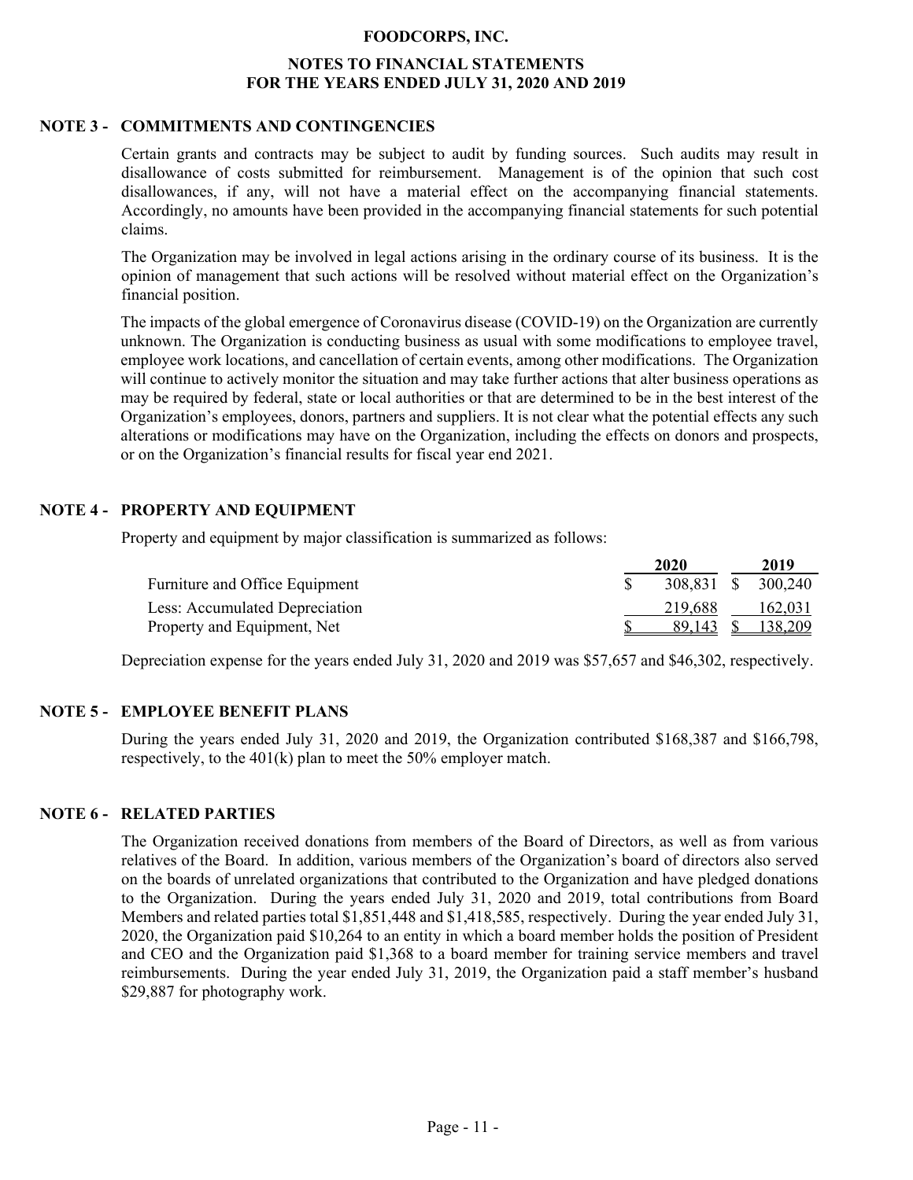# FOODCORPS, INC.

## NOTES TO FINANCIAL STATEMENTS
## FOR THE YEARS ENDED JULY 31, 2020 AND 2019

### NOTE 3 - COMMITMENTS AND CONTINGENCIES

Certain grants and contracts may be subject to audit by funding sources. Such audits may result in disallowance of costs submitted for reimbursement. Management is of the opinion that such cost disallowances, if any, will not have a material effect on the accompanying financial statements. Accordingly, no amounts have been provided in the accompanying financial statements for such potential claims.

The Organization may be involved in legal actions arising in the ordinary course of its business. It is the opinion of management that such actions will be resolved without material effect on the Organization's financial position.

The impacts of the global emergence of Coronavirus disease (COVID-19) on the Organization are currently unknown. The Organization is conducting business as usual with some modifications to employee travel, employee work locations, and cancellation of certain events, among other modifications. The Organization will continue to actively monitor the situation and may take further actions that alter business operations as may be required by federal, state or local authorities or that are determined to be in the best interest of the Organization's employees, donors, partners and suppliers. It is not clear what the potential effects any such alterations or modifications may have on the Organization, including the effects on donors and prospects, or on the Organization's financial results for fiscal year end 2021.

### NOTE 4 - PROPERTY AND EQUIPMENT

Property and equipment by major classification is summarized as follows:

| | 2020 | 2019 |
|---|---|---|
| Furniture and Office Equipment | $ 308,831 | $ 300,240 |
| Less: Accumulated Depreciation | 219,688 | 162,031 |
| Property and Equipment, Net | $ 89,143 | $ 138,209 |

Depreciation expense for the years ended July 31, 2020 and 2019 was $57,657 and $46,302, respectively.

### NOTE 5 - EMPLOYEE BENEFIT PLANS

During the years ended July 31, 2020 and 2019, the Organization contributed $168,387 and $166,798, respectively, to the 401(k) plan to meet the 50% employer match.

### NOTE 6 - RELATED PARTIES

The Organization received donations from members of the Board of Directors, as well as from various relatives of the Board. In addition, various members of the Organization's board of directors also served on the boards of unrelated organizations that contributed to the Organization and have pledged donations to the Organization. During the years ended July 31, 2020 and 2019, total contributions from Board Members and related parties total $1,851,448 and $1,418,585, respectively. During the year ended July 31, 2020, the Organization paid $10,264 to an entity in which a board member holds the position of President and CEO and the Organization paid $1,368 to a board member for training service members and travel reimbursements. During the year ended July 31, 2019, the Organization paid a staff member's husband $29,887 for photography work.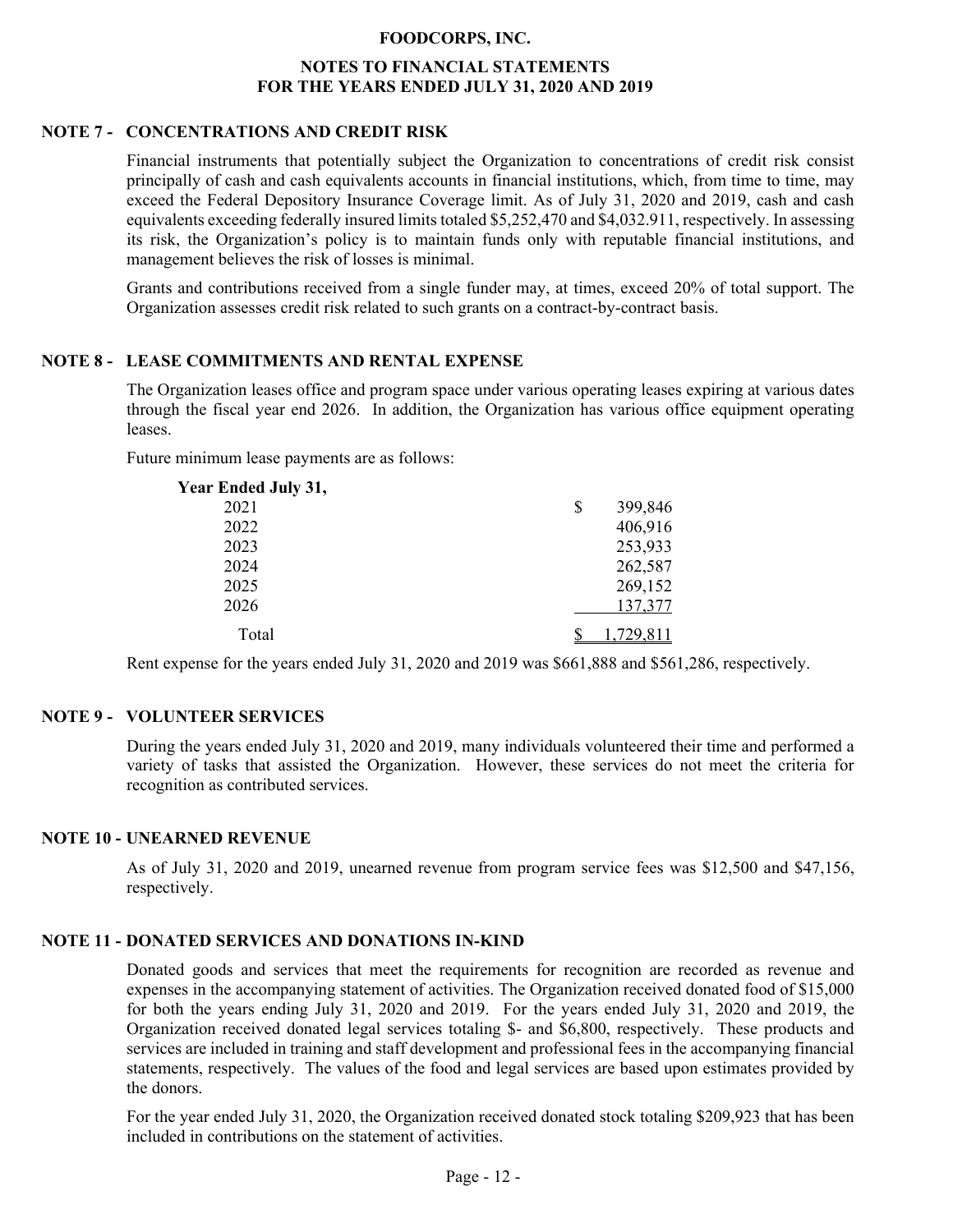**FOODCORPS, INC.**

**NOTES TO FINANCIAL STATEMENTS**
**FOR THE YEARS ENDED JULY 31, 2020 AND 2019**

## NOTE 7 - CONCENTRATIONS AND CREDIT RISK

Financial instruments that potentially subject the Organization to concentrations of credit risk consist principally of cash and cash equivalents accounts in financial institutions, which, from time to time, may exceed the Federal Depository Insurance Coverage limit. As of July 31, 2020 and 2019, cash and cash equivalents exceeding federally insured limits totaled $5,252,470 and $4,032.911, respectively. In assessing its risk, the Organization's policy is to maintain funds only with reputable financial institutions, and management believes the risk of losses is minimal.

Grants and contributions received from a single funder may, at times, exceed 20% of total support. The Organization assesses credit risk related to such grants on a contract-by-contract basis.

## NOTE 8 - LEASE COMMITMENTS AND RENTAL EXPENSE

The Organization leases office and program space under various operating leases expiring at various dates through the fiscal year end 2026. In addition, the Organization has various office equipment operating leases.

Future minimum lease payments are as follows:

| Year Ended July 31, | |
|---|---|
| 2021 | $ 399,846 |
| 2022 | 406,916 |
| 2023 | 253,933 |
| 2024 | 262,587 |
| 2025 | 269,152 |
| 2026 | 137,377 |
| Total | $ 1,729,811 |

Rent expense for the years ended July 31, 2020 and 2019 was $661,888 and $561,286, respectively.

## NOTE 9 - VOLUNTEER SERVICES

During the years ended July 31, 2020 and 2019, many individuals volunteered their time and performed a variety of tasks that assisted the Organization. However, these services do not meet the criteria for recognition as contributed services.

## NOTE 10 - UNEARNED REVENUE

As of July 31, 2020 and 2019, unearned revenue from program service fees was $12,500 and $47,156, respectively.

## NOTE 11 - DONATED SERVICES AND DONATIONS IN-KIND

Donated goods and services that meet the requirements for recognition are recorded as revenue and expenses in the accompanying statement of activities. The Organization received donated food of $15,000 for both the years ending July 31, 2020 and 2019. For the years ended July 31, 2020 and 2019, the Organization received donated legal services totaling $- and $6,800, respectively. These products and services are included in training and staff development and professional fees in the accompanying financial statements, respectively. The values of the food and legal services are based upon estimates provided by the donors.

For the year ended July 31, 2020, the Organization received donated stock totaling $209,923 that has been included in contributions on the statement of activities.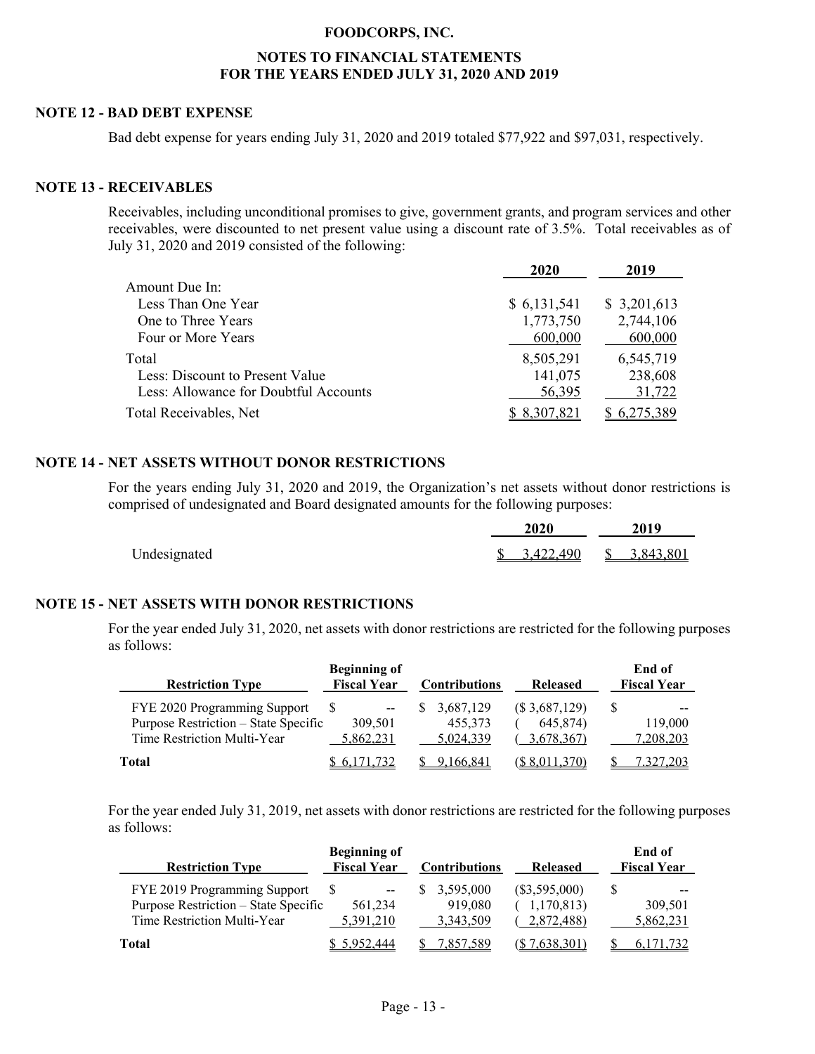# FOODCORPS, INC.

## NOTES TO FINANCIAL STATEMENTS
## FOR THE YEARS ENDED JULY 31, 2020 AND 2019

### NOTE 12 - BAD DEBT EXPENSE

Bad debt expense for years ending July 31, 2020 and 2019 totaled $77,922 and $97,031, respectively.

### NOTE 13 - RECEIVABLES

Receivables, including unconditional promises to give, government grants, and program services and other receivables, were discounted to net present value using a discount rate of 3.5%. Total receivables as of July 31, 2020 and 2019 consisted of the following:

| | 2020 | 2019 |
|---|---|---|
| Amount Due In: | | |
| Less Than One Year | $ 6,131,541 | $ 3,201,613 |
| One to Three Years | 1,773,750 | 2,744,106 |
| Four or More Years | 600,000 | 600,000 |
| Total | 8,505,291 | 6,545,719 |
| Less: Discount to Present Value | 141,075 | 238,608 |
| Less: Allowance for Doubtful Accounts | 56,395 | 31,722 |
| Total Receivables, Net | $ 8,307,821 | $ 6,275,389 |

### NOTE 14 - NET ASSETS WITHOUT DONOR RESTRICTIONS

For the years ending July 31, 2020 and 2019, the Organization's net assets without donor restrictions is comprised of undesignated and Board designated amounts for the following purposes:

| | 2020 | 2019 |
|---|---|---|
| Undesignated | $ 3,422,490 | $ 3,843,801 |

### NOTE 15 - NET ASSETS WITH DONOR RESTRICTIONS

For the year ended July 31, 2020, net assets with donor restrictions are restricted for the following purposes as follows:

| Restriction Type | Beginning of Fiscal Year | Contributions | Released | End of Fiscal Year |
|---|---|---|---|---|
| FYE 2020 Programming Support | $ -- | $ 3,687,129 | ($ 3,687,129) | $ -- |
| Purpose Restriction – State Specific | 309,501 | 455,373 | ( 645,874) | 119,000 |
| Time Restriction Multi-Year | 5,862,231 | 5,024,339 | ( 3,678,367) | 7,208,203 |
| **Total** | $ 6,171,732 | $ 9,166,841 | ($ 8,011,370) | $ 7,327,203 |

For the year ended July 31, 2019, net assets with donor restrictions are restricted for the following purposes as follows:

| Restriction Type | Beginning of Fiscal Year | Contributions | Released | End of Fiscal Year |
|---|---|---|---|---|
| FYE 2019 Programming Support | $ -- | $ 3,595,000 | ($3,595,000) | $ -- |
| Purpose Restriction – State Specific | 561,234 | 919,080 | ( 1,170,813) | 309,501 |
| Time Restriction Multi-Year | 5,391,210 | 3,343,509 | ( 2,872,488) | 5,862,231 |
| **Total** | $ 5,952,444 | $ 7,857,589 | ($ 7,638,301) | $ 6,171,732 |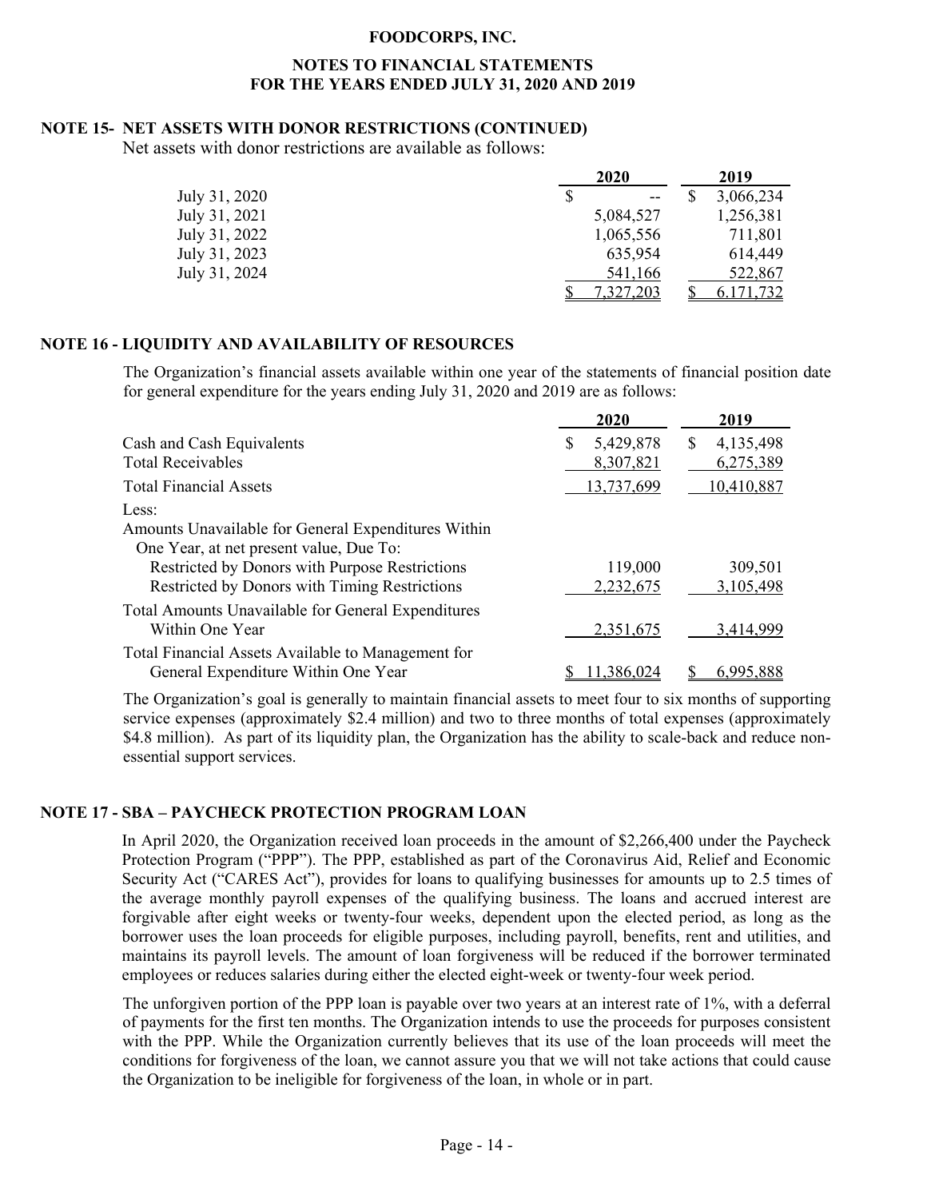## NOTE 15- NET ASSETS WITH DONOR RESTRICTIONS (CONTINUED)

Net assets with donor restrictions are available as follows:

| | 2020 | 2019 |
|---|---|---|
| July 31, 2020 | $ -- | $ 3,066,234 |
| July 31, 2021 | 5,084,527 | 1,256,381 |
| July 31, 2022 | 1,065,556 | 711,801 |
| July 31, 2023 | 635,954 | 614,449 |
| July 31, 2024 | 541,166 | 522,867 |
| | $ 7,327,203 | $ 6,171,732 |

## NOTE 16 - LIQUIDITY AND AVAILABILITY OF RESOURCES

The Organization's financial assets available within one year of the statements of financial position date for general expenditure for the years ending July 31, 2020 and 2019 are as follows:

| | 2020 | 2019 |
|---|---|---|
| Cash and Cash Equivalents | $ 5,429,878 | $ 4,135,498 |
| Total Receivables | 8,307,821 | 6,275,389 |
| Total Financial Assets | 13,737,699 | 10,410,887 |
| Less: | | |
| Amounts Unavailable for General Expenditures Within One Year, at net present value, Due To: | | |
| Restricted by Donors with Purpose Restrictions | 119,000 | 309,501 |
| Restricted by Donors with Timing Restrictions | 2,232,675 | 3,105,498 |
| Total Amounts Unavailable for General Expenditures Within One Year | 2,351,675 | 3,414,999 |
| Total Financial Assets Available to Management for General Expenditure Within One Year | $ 11,386,024 | $ 6,995,888 |

The Organization's goal is generally to maintain financial assets to meet four to six months of supporting service expenses (approximately $2.4 million) and two to three months of total expenses (approximately $4.8 million). As part of its liquidity plan, the Organization has the ability to scale-back and reduce non-essential support services.

## NOTE 17 - SBA – PAYCHECK PROTECTION PROGRAM LOAN

In April 2020, the Organization received loan proceeds in the amount of $2,266,400 under the Paycheck Protection Program ("PPP"). The PPP, established as part of the Coronavirus Aid, Relief and Economic Security Act ("CARES Act"), provides for loans to qualifying businesses for amounts up to 2.5 times of the average monthly payroll expenses of the qualifying business. The loans and accrued interest are forgivable after eight weeks or twenty-four weeks, dependent upon the elected period, as long as the borrower uses the loan proceeds for eligible purposes, including payroll, benefits, rent and utilities, and maintains its payroll levels. The amount of loan forgiveness will be reduced if the borrower terminated employees or reduces salaries during either the elected eight-week or twenty-four week period.

The unforgiven portion of the PPP loan is payable over two years at an interest rate of 1%, with a deferral of payments for the first ten months. The Organization intends to use the proceeds for purposes consistent with the PPP. While the Organization currently believes that its use of the loan proceeds will meet the conditions for forgiveness of the loan, we cannot assure you that we will not take actions that could cause the Organization to be ineligible for forgiveness of the loan, in whole or in part.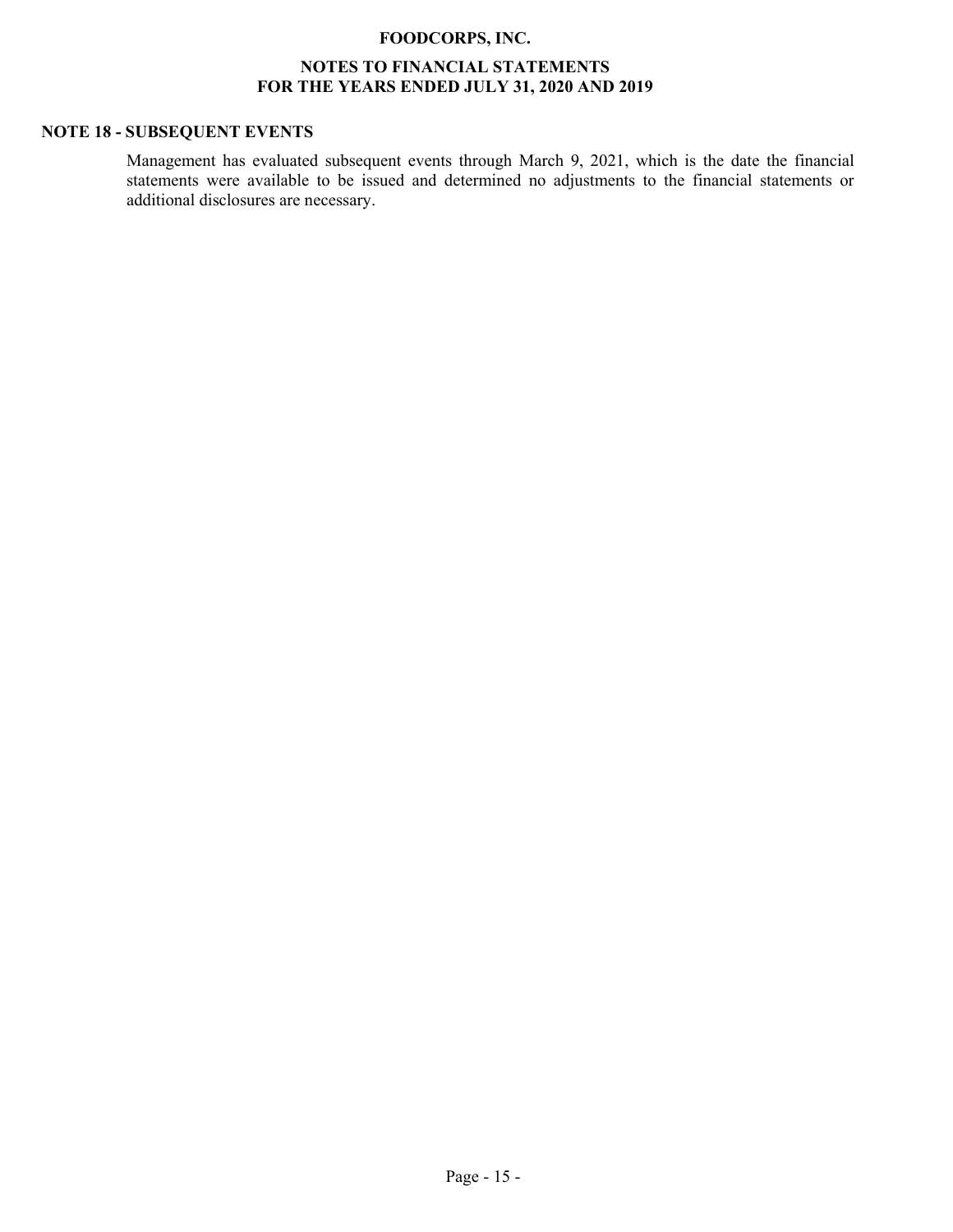## NOTE 18 - SUBSEQUENT EVENTS

Management has evaluated subsequent events through March 9, 2021, which is the date the financial statements were available to be issued and determined no adjustments to the financial statements or additional disclosures are necessary.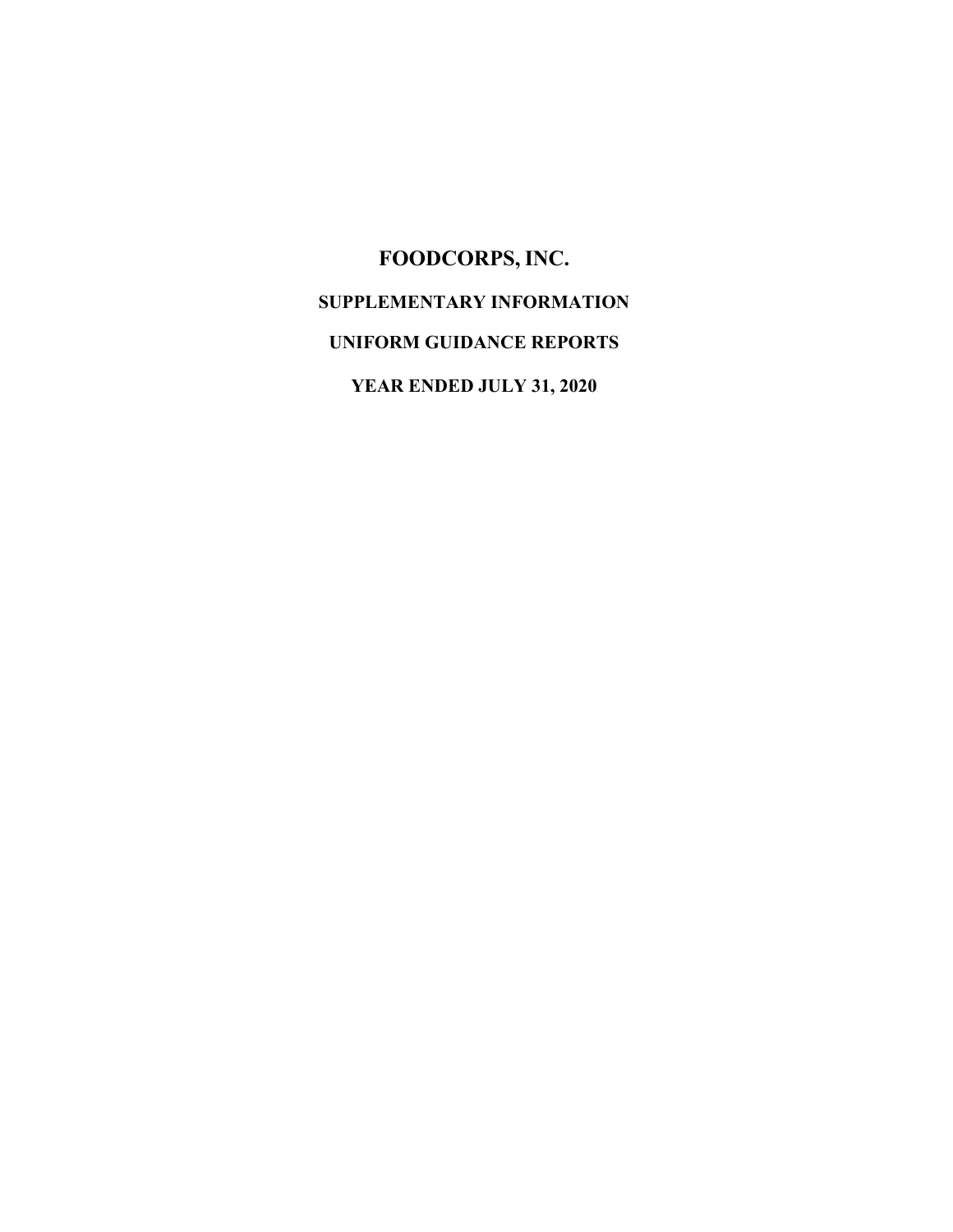# FOODCORPS, INC.

## SUPPLEMENTARY INFORMATION

## UNIFORM GUIDANCE REPORTS

## YEAR ENDED JULY 31, 2020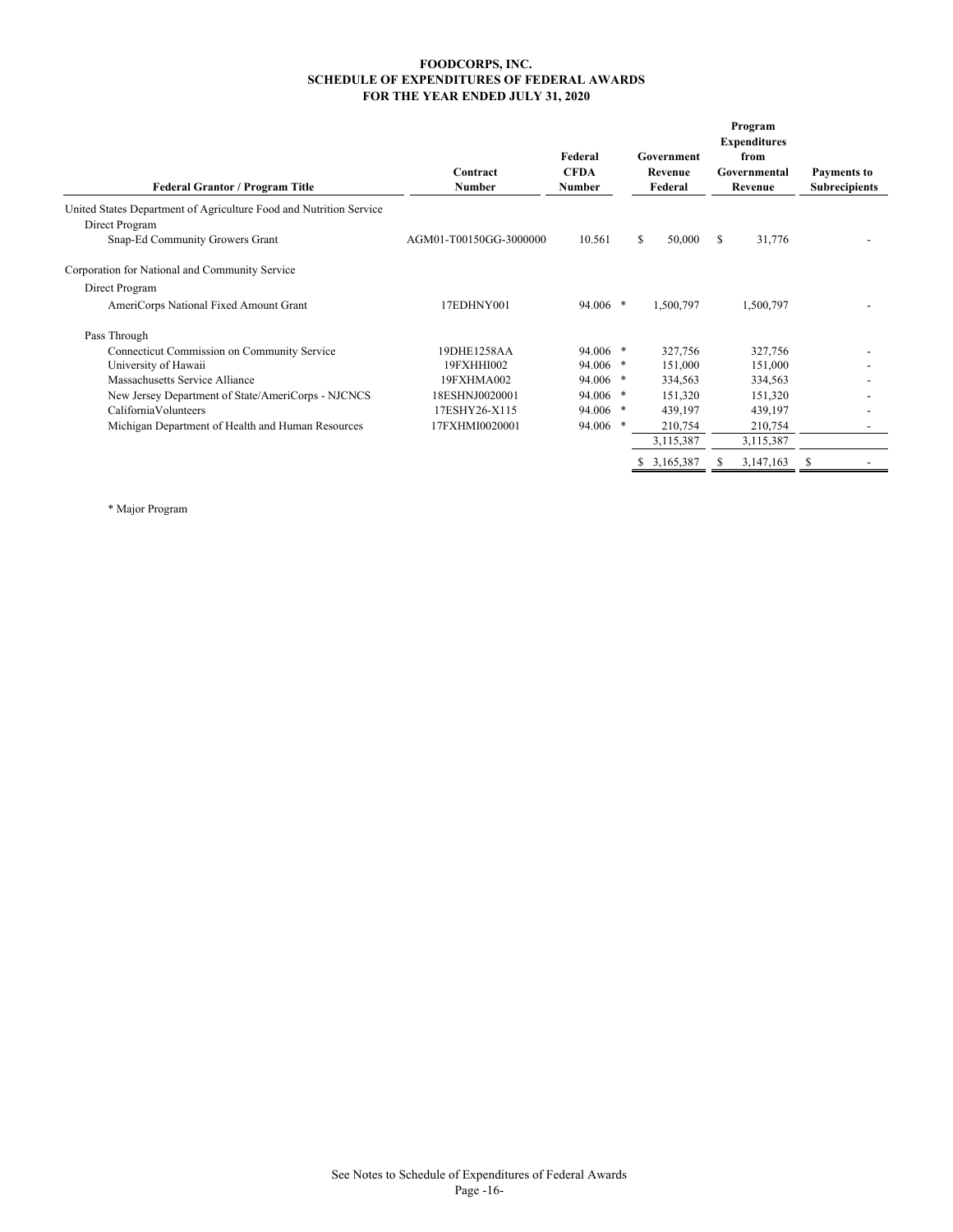# FOODCORPS, INC.
## SCHEDULE OF EXPENDITURES OF FEDERAL AWARDS
## FOR THE YEAR ENDED JULY 31, 2020

| Federal Grantor / Program Title | Contract Number | Federal CFDA Number | Government Revenue Federal | Program Expenditures from Governmental Revenue | Payments to Subrecipients |
|---|---|---|---|---|---|
| United States Department of Agriculture Food and Nutrition Service | | | | | |
| Direct Program | | | | | |
| Snap-Ed Community Growers Grant | AGM01-T00150GG-3000000 | 10.561 | $ 50,000 | $ 31,776 | - |
| Corporation for National and Community Service | | | | | |
| Direct Program | | | | | |
| AmeriCorps National Fixed Amount Grant | 17EDHNY001 | 94.006 * | 1,500,797 | 1,500,797 | - |
| Pass Through | | | | | |
| Connecticut Commission on Community Service | 19DHE1258AA | 94.006 * | 327,756 | 327,756 | - |
| University of Hawaii | 19FXHHI002 | 94.006 * | 151,000 | 151,000 | - |
| Massachusetts Service Alliance | 19FXHMA002 | 94.006 * | 334,563 | 334,563 | - |
| New Jersey Department of State/AmeriCorps - NJCNCS | 18ESHNJ0020001 | 94.006 * | 151,320 | 151,320 | - |
| CaliforniaVolunteers | 17ESHY26-X115 | 94.006 * | 439,197 | 439,197 | - |
| Michigan Department of Health and Human Resources | 17FXHMI0020001 | 94.006 * | 210,754 | 210,754 | - |
| | | | 3,115,387 | 3,115,387 | |
| | | | $ 3,165,387 | $ 3,147,163 | $ - |

* Major Program

See Notes to Schedule of Expenditures of Federal Awards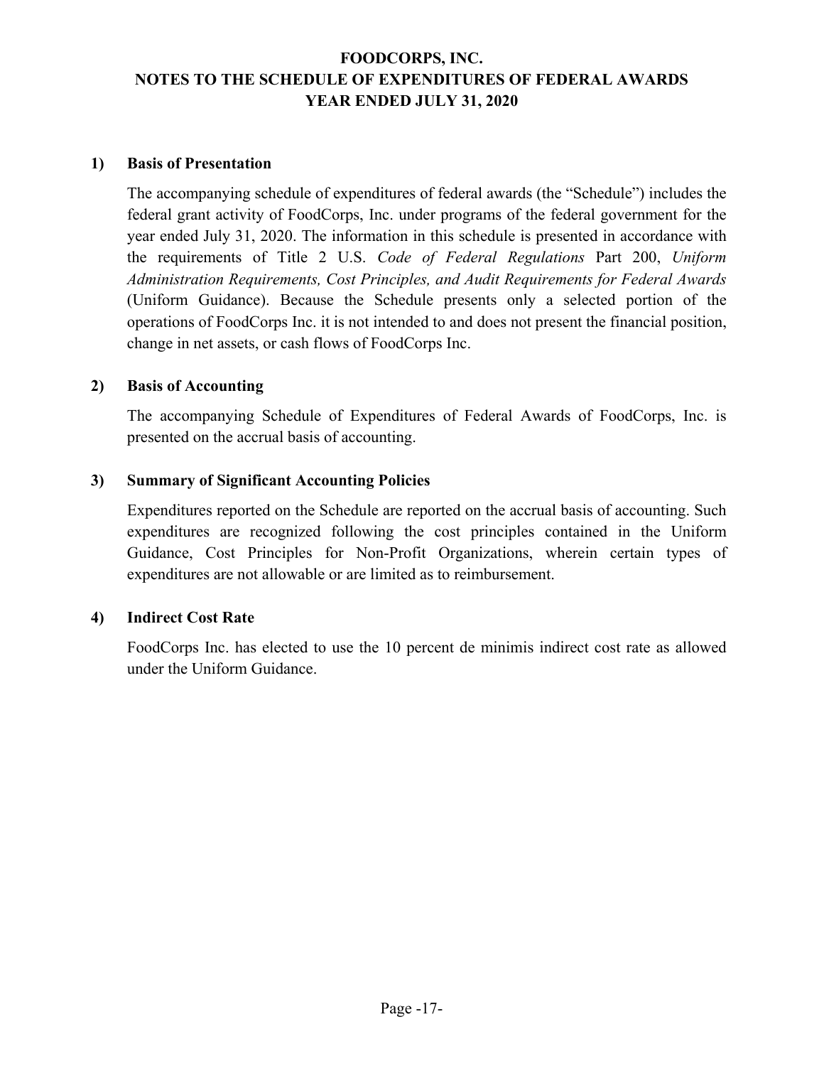# FOODCORPS, INC.
# NOTES TO THE SCHEDULE OF EXPENDITURES OF FEDERAL AWARDS
# YEAR ENDED JULY 31, 2020

## 1) Basis of Presentation

The accompanying schedule of expenditures of federal awards (the "Schedule") includes the federal grant activity of FoodCorps, Inc. under programs of the federal government for the year ended July 31, 2020. The information in this schedule is presented in accordance with the requirements of Title 2 U.S. *Code of Federal Regulations* Part 200, *Uniform Administration Requirements, Cost Principles, and Audit Requirements for Federal Awards* (Uniform Guidance). Because the Schedule presents only a selected portion of the operations of FoodCorps Inc. it is not intended to and does not present the financial position, change in net assets, or cash flows of FoodCorps Inc.

## 2) Basis of Accounting

The accompanying Schedule of Expenditures of Federal Awards of FoodCorps, Inc. is presented on the accrual basis of accounting.

## 3) Summary of Significant Accounting Policies

Expenditures reported on the Schedule are reported on the accrual basis of accounting. Such expenditures are recognized following the cost principles contained in the Uniform Guidance, Cost Principles for Non-Profit Organizations, wherein certain types of expenditures are not allowable or are limited as to reimbursement.

## 4) Indirect Cost Rate

FoodCorps Inc. has elected to use the 10 percent de minimis indirect cost rate as allowed under the Uniform Guidance.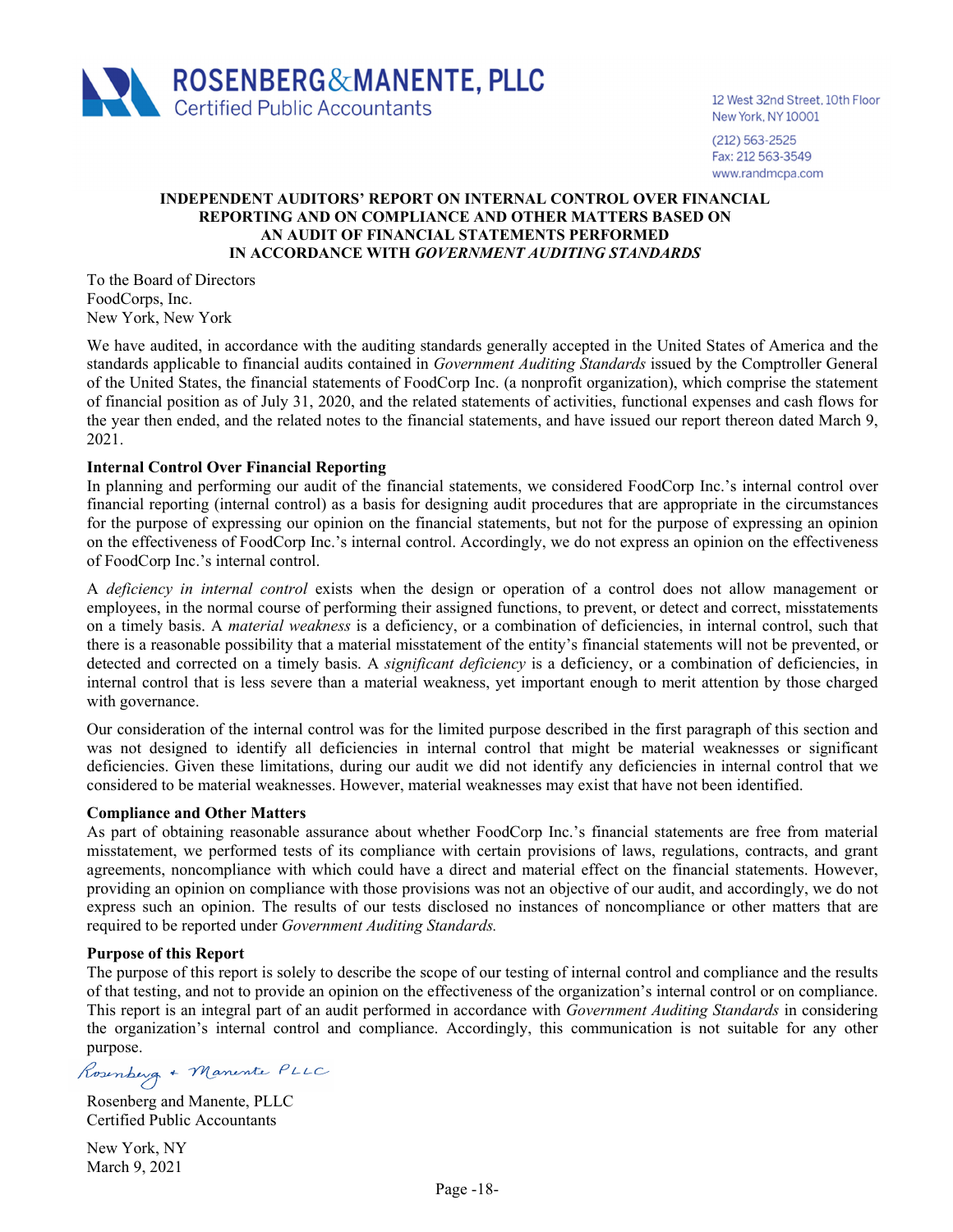ROSENBERG&MANENTE, PLLC
Certified Public Accountants

12 West 32nd Street, 10th Floor
New York, NY 10001
(212) 563-2525
Fax: 212 563-3549
www.randmcpa.com

# INDEPENDENT AUDITORS' REPORT ON INTERNAL CONTROL OVER FINANCIAL REPORTING AND ON COMPLIANCE AND OTHER MATTERS BASED ON AN AUDIT OF FINANCIAL STATEMENTS PERFORMED IN ACCORDANCE WITH *GOVERNMENT AUDITING STANDARDS*

To the Board of Directors
FoodCorps, Inc.
New York, New York

We have audited, in accordance with the auditing standards generally accepted in the United States of America and the standards applicable to financial audits contained in *Government Auditing Standards* issued by the Comptroller General of the United States, the financial statements of FoodCorp Inc. (a nonprofit organization), which comprise the statement of financial position as of July 31, 2020, and the related statements of activities, functional expenses and cash flows for the year then ended, and the related notes to the financial statements, and have issued our report thereon dated March 9, 2021.

**Internal Control Over Financial Reporting**

In planning and performing our audit of the financial statements, we considered FoodCorp Inc.'s internal control over financial reporting (internal control) as a basis for designing audit procedures that are appropriate in the circumstances for the purpose of expressing our opinion on the financial statements, but not for the purpose of expressing an opinion on the effectiveness of FoodCorp Inc.'s internal control. Accordingly, we do not express an opinion on the effectiveness of FoodCorp Inc.'s internal control.

A *deficiency in internal control* exists when the design or operation of a control does not allow management or employees, in the normal course of performing their assigned functions, to prevent, or detect and correct, misstatements on a timely basis. A *material weakness* is a deficiency, or a combination of deficiencies, in internal control, such that there is a reasonable possibility that a material misstatement of the entity's financial statements will not be prevented, or detected and corrected on a timely basis. A *significant deficiency* is a deficiency, or a combination of deficiencies, in internal control that is less severe than a material weakness, yet important enough to merit attention by those charged with governance.

Our consideration of the internal control was for the limited purpose described in the first paragraph of this section and was not designed to identify all deficiencies in internal control that might be material weaknesses or significant deficiencies. Given these limitations, during our audit we did not identify any deficiencies in internal control that we considered to be material weaknesses. However, material weaknesses may exist that have not been identified.

**Compliance and Other Matters**

As part of obtaining reasonable assurance about whether FoodCorp Inc.'s financial statements are free from material misstatement, we performed tests of its compliance with certain provisions of laws, regulations, contracts, and grant agreements, noncompliance with which could have a direct and material effect on the financial statements. However, providing an opinion on compliance with those provisions was not an objective of our audit, and accordingly, we do not express such an opinion. The results of our tests disclosed no instances of noncompliance or other matters that are required to be reported under *Government Auditing Standards.*

**Purpose of this Report**

The purpose of this report is solely to describe the scope of our testing of internal control and compliance and the results of that testing, and not to provide an opinion on the effectiveness of the organization's internal control or on compliance. This report is an integral part of an audit performed in accordance with *Government Auditing Standards* in considering the organization's internal control and compliance. Accordingly, this communication is not suitable for any other purpose.

*Rosenberg & Manente PLLC*

Rosenberg and Manente, PLLC
Certified Public Accountants

New York, NY
March 9, 2021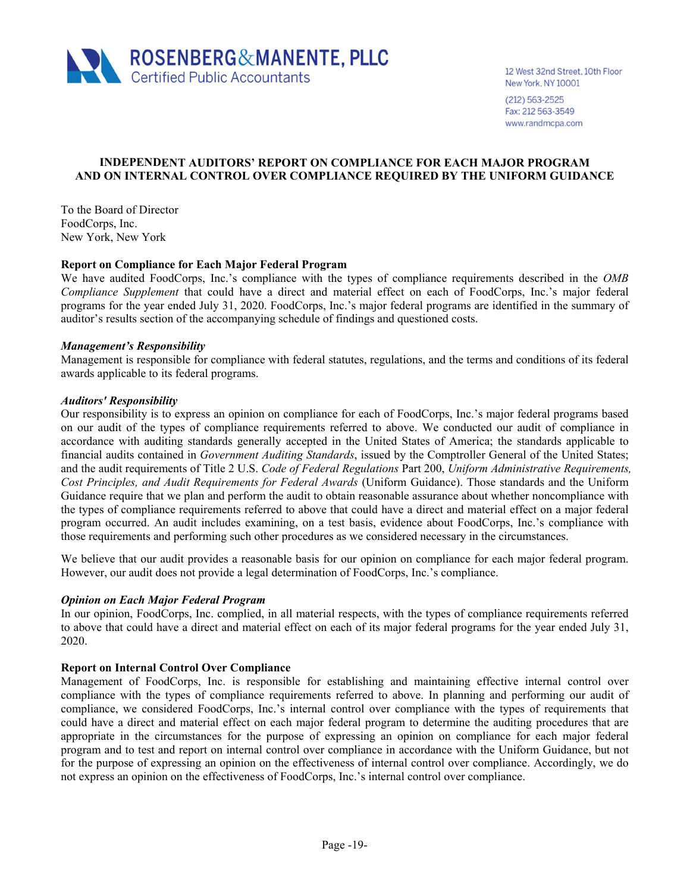ROSENBERG&MANENTE, PLLC
Certified Public Accountants

12 West 32nd Street, 10th Floor
New York, NY 10001
(212) 563-2525
Fax: 212 563-3549
www.randmcpa.com

## INDEPENDENT AUDITORS' REPORT ON COMPLIANCE FOR EACH MAJOR PROGRAM AND ON INTERNAL CONTROL OVER COMPLIANCE REQUIRED BY THE UNIFORM GUIDANCE

To the Board of Director
FoodCorps, Inc.
New York, New York

### Report on Compliance for Each Major Federal Program

We have audited FoodCorps, Inc.'s compliance with the types of compliance requirements described in the *OMB Compliance Supplement* that could have a direct and material effect on each of FoodCorps, Inc.'s major federal programs for the year ended July 31, 2020. FoodCorps, Inc.'s major federal programs are identified in the summary of auditor's results section of the accompanying schedule of findings and questioned costs.

#### *Management's Responsibility*

Management is responsible for compliance with federal statutes, regulations, and the terms and conditions of its federal awards applicable to its federal programs.

#### *Auditors' Responsibility*

Our responsibility is to express an opinion on compliance for each of FoodCorps, Inc.'s major federal programs based on our audit of the types of compliance requirements referred to above. We conducted our audit of compliance in accordance with auditing standards generally accepted in the United States of America; the standards applicable to financial audits contained in *Government Auditing Standards*, issued by the Comptroller General of the United States; and the audit requirements of Title 2 U.S. *Code of Federal Regulations* Part 200, *Uniform Administrative Requirements, Cost Principles, and Audit Requirements for Federal Awards* (Uniform Guidance). Those standards and the Uniform Guidance require that we plan and perform the audit to obtain reasonable assurance about whether noncompliance with the types of compliance requirements referred to above that could have a direct and material effect on a major federal program occurred. An audit includes examining, on a test basis, evidence about FoodCorps, Inc.'s compliance with those requirements and performing such other procedures as we considered necessary in the circumstances.

We believe that our audit provides a reasonable basis for our opinion on compliance for each major federal program. However, our audit does not provide a legal determination of FoodCorps, Inc.'s compliance.

#### *Opinion on Each Major Federal Program*

In our opinion, FoodCorps, Inc. complied, in all material respects, with the types of compliance requirements referred to above that could have a direct and material effect on each of its major federal programs for the year ended July 31, 2020.

### Report on Internal Control Over Compliance

Management of FoodCorps, Inc. is responsible for establishing and maintaining effective internal control over compliance with the types of compliance requirements referred to above. In planning and performing our audit of compliance, we considered FoodCorps, Inc.'s internal control over compliance with the types of requirements that could have a direct and material effect on each major federal program to determine the auditing procedures that are appropriate in the circumstances for the purpose of expressing an opinion on compliance for each major federal program and to test and report on internal control over compliance in accordance with the Uniform Guidance, but not for the purpose of expressing an opinion on the effectiveness of internal control over compliance. Accordingly, we do not express an opinion on the effectiveness of FoodCorps, Inc.'s internal control over compliance.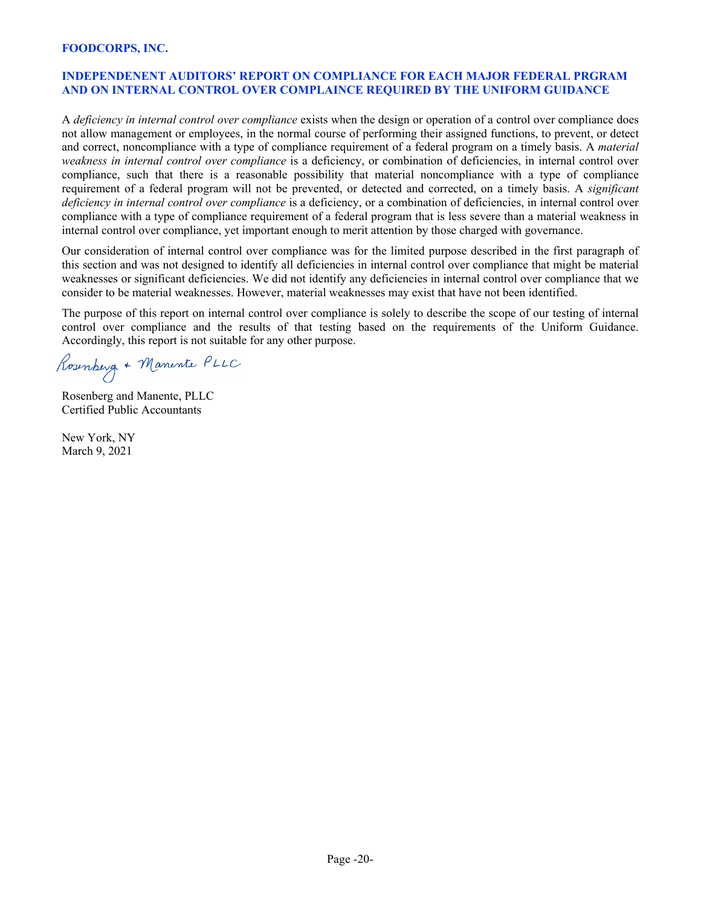**FOODCORPS, INC.**

## INDEPENDENENT AUDITORS' REPORT ON COMPLIANCE FOR EACH MAJOR FEDERAL PRGRAM AND ON INTERNAL CONTROL OVER COMPLAINCE REQUIRED BY THE UNIFORM GUIDANCE

A *deficiency in internal control over compliance* exists when the design or operation of a control over compliance does not allow management or employees, in the normal course of performing their assigned functions, to prevent, or detect and correct, noncompliance with a type of compliance requirement of a federal program on a timely basis. A *material weakness in internal control over compliance* is a deficiency, or combination of deficiencies, in internal control over compliance, such that there is a reasonable possibility that material noncompliance with a type of compliance requirement of a federal program will not be prevented, or detected and corrected, on a timely basis. A *significant deficiency in internal control over compliance* is a deficiency, or a combination of deficiencies, in internal control over compliance with a type of compliance requirement of a federal program that is less severe than a material weakness in internal control over compliance, yet important enough to merit attention by those charged with governance.

Our consideration of internal control over compliance was for the limited purpose described in the first paragraph of this section and was not designed to identify all deficiencies in internal control over compliance that might be material weaknesses or significant deficiencies. We did not identify any deficiencies in internal control over compliance that we consider to be material weaknesses. However, material weaknesses may exist that have not been identified.

The purpose of this report on internal control over compliance is solely to describe the scope of our testing of internal control over compliance and the results of that testing based on the requirements of the Uniform Guidance. Accordingly, this report is not suitable for any other purpose.

Rosenberg + Manente PLLC

Rosenberg and Manente, PLLC
Certified Public Accountants

New York, NY
March 9, 2021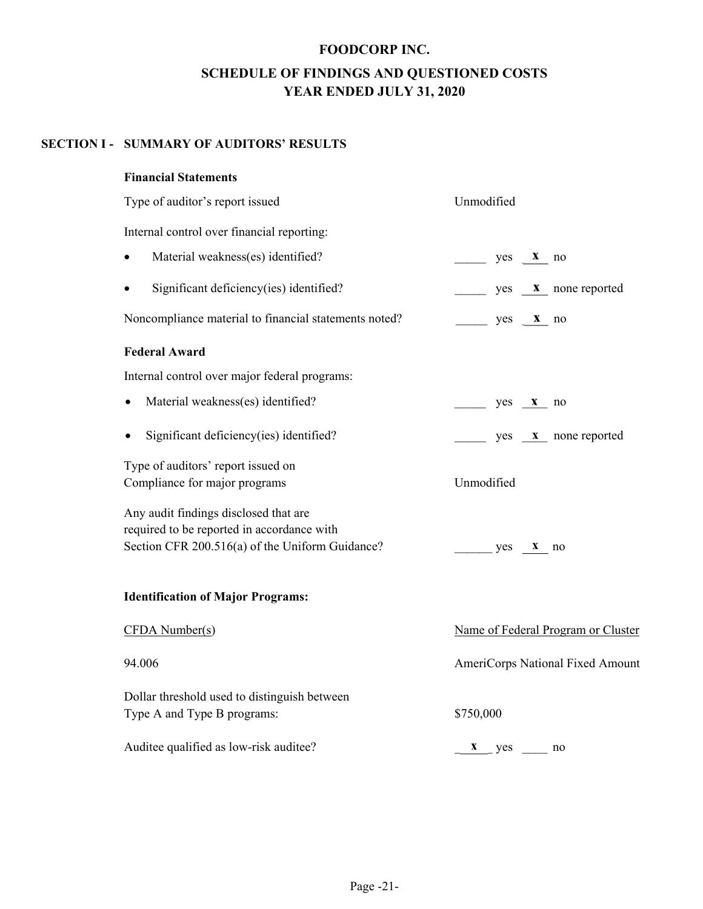# FOODCORP INC.

## SCHEDULE OF FINDINGS AND QUESTIONED COSTS
## YEAR ENDED JULY 31, 2020

### SECTION I - SUMMARY OF AUDITORS' RESULTS

**Financial Statements**

Type of auditor's report issued: Unmodified

Internal control over financial reporting:

- Material weakness(es) identified? _____ yes __x__ no
- Significant deficiency(ies) identified? _____ yes __x__ none reported

Noncompliance material to financial statements noted? _____ yes __x__ no

**Federal Award**

Internal control over major federal programs:

- Material weakness(es) identified? _____ yes __x__ no
- Significant deficiency(ies) identified? _____ yes __x__ none reported

Type of auditors' report issued on Compliance for major programs: Unmodified

Any audit findings disclosed that are required to be reported in accordance with Section CFR 200.516(a) of the Uniform Guidance? ______ yes __x__ no

**Identification of Major Programs:**

| CFDA Number(s) | Name of Federal Program or Cluster |
|---|---|
| 94.006 | AmeriCorps National Fixed Amount |

Dollar threshold used to distinguish between Type A and Type B programs: $750,000

Auditee qualified as low-risk auditee? __x__ yes ____ no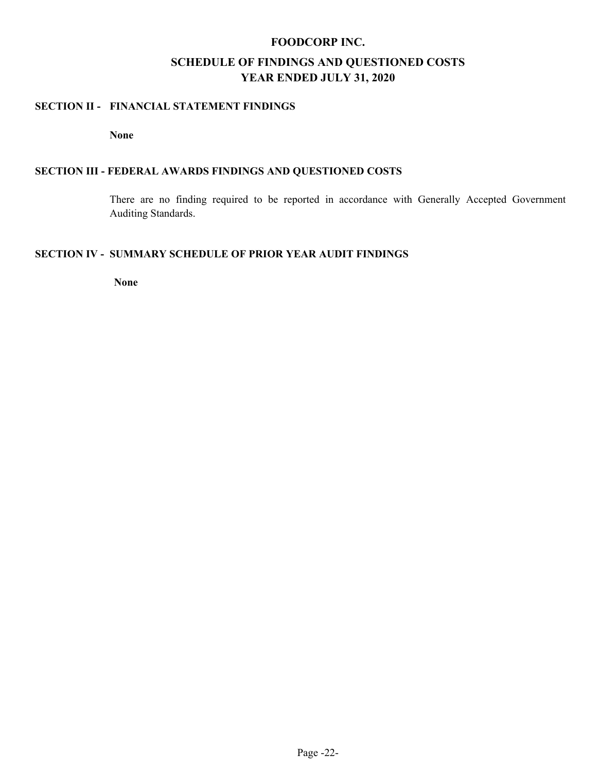# FOODCORP INC.

## SCHEDULE OF FINDINGS AND QUESTIONED COSTS
## YEAR ENDED JULY 31, 2020

### SECTION II - FINANCIAL STATEMENT FINDINGS

**None**

### SECTION III - FEDERAL AWARDS FINDINGS AND QUESTIONED COSTS

There are no finding required to be reported in accordance with Generally Accepted Government Auditing Standards.

### SECTION IV - SUMMARY SCHEDULE OF PRIOR YEAR AUDIT FINDINGS

**None**